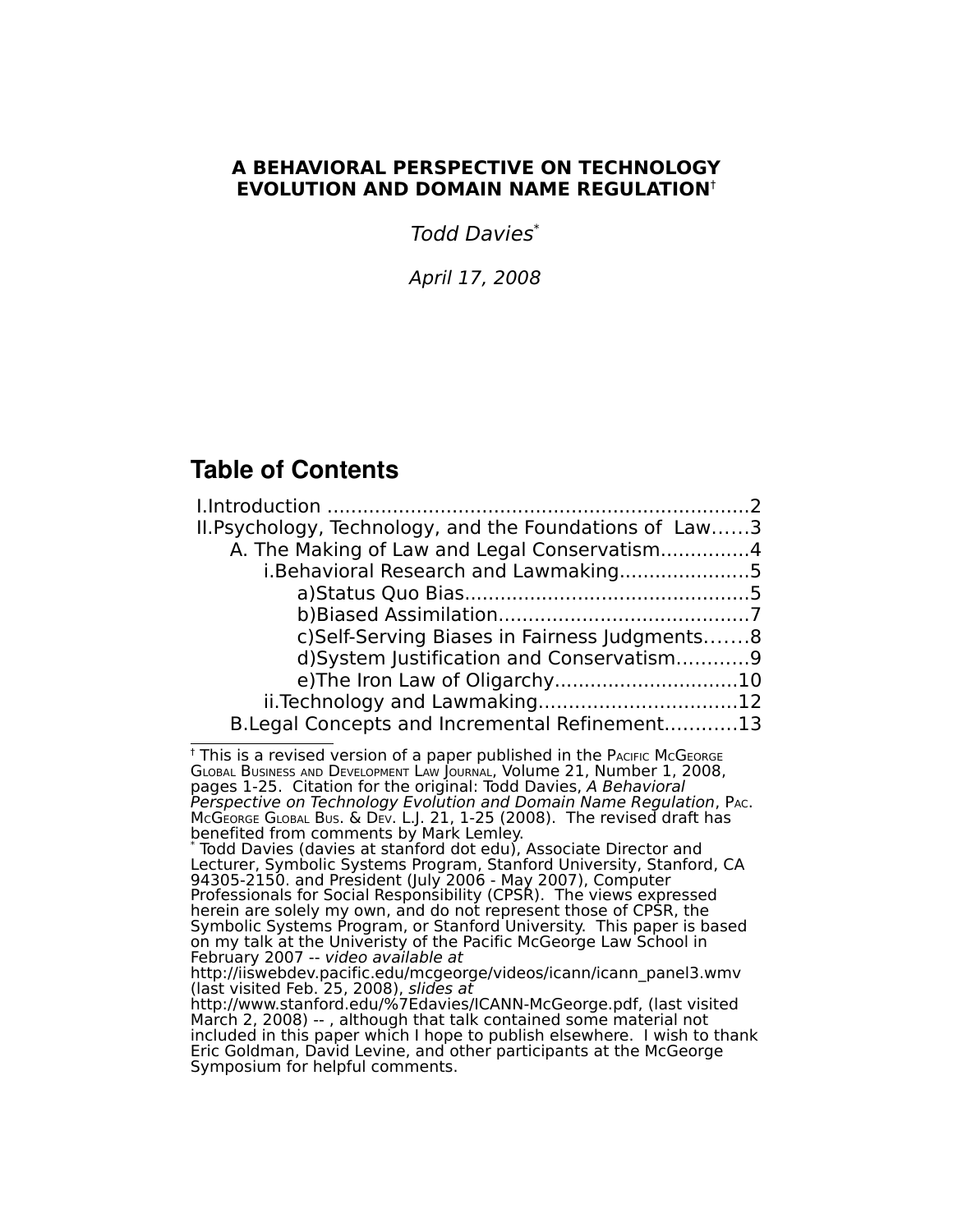# A BEHAVIORAL PERSPECTIVE ON TECHNOLOGY EVOLUTION AND DOMAIN NAME REGULATION[†]

*Todd Davies*[*]

*April 17, 2008*

## Table of Contents

I.Introduction ......................................................................2
II.Psychology, Technology, and the Foundations of Law......3
  A. The Making of Law and Legal Conservatism..............4
    i.Behavioral Research and Lawmaking.....................5
      a)Status Quo Bias..............................................5
      b)Biased Assimilation.........................................7
      c)Self-Serving Biases in Fairness Judgments.......8
      d)System Justification and Conservatism............9
      e)The Iron Law of Oligarchy..............................10
    ii.Technology and Lawmaking................................12
  B.Legal Concepts and Incremental Refinement............13

---

[†] This is a revised version of a paper published in the PACIFIC MCGEORGE GLOBAL BUSINESS AND DEVELOPMENT LAW JOURNAL, Volume 21, Number 1, 2008, pages 1-25. Citation for the original: Todd Davies, *A Behavioral Perspective on Technology Evolution and Domain Name Regulation*, PAC. MCGEORGE GLOBAL BUS. & DEV. L.J. 21, 1-25 (2008). The revised draft has benefited from comments by Mark Lemley.

[*] Todd Davies (davies at stanford dot edu), Associate Director and Lecturer, Symbolic Systems Program, Stanford University, Stanford, CA 94305-2150. and President (July 2006 - May 2007), Computer Professionals for Social Responsibility (CPSR). The views expressed herein are solely my own, and do not represent those of CPSR, the Symbolic Systems Program, or Stanford University. This paper is based on my talk at the Univeristy of the Pacific McGeorge Law School in February 2007 -- *video available at* http://iiswebdev.pacific.edu/mcgeorge/videos/icann/icann_panel3.wmv (last visited Feb. 25, 2008), *slides at* http://www.stanford.edu/%7Edavies/ICANN-McGeorge.pdf, (last visited March 2, 2008) -- , although that talk contained some material not included in this paper which I hope to publish elsewhere. I wish to thank Eric Goldman, David Levine, and other participants at the McGeorge Symposium for helpful comments.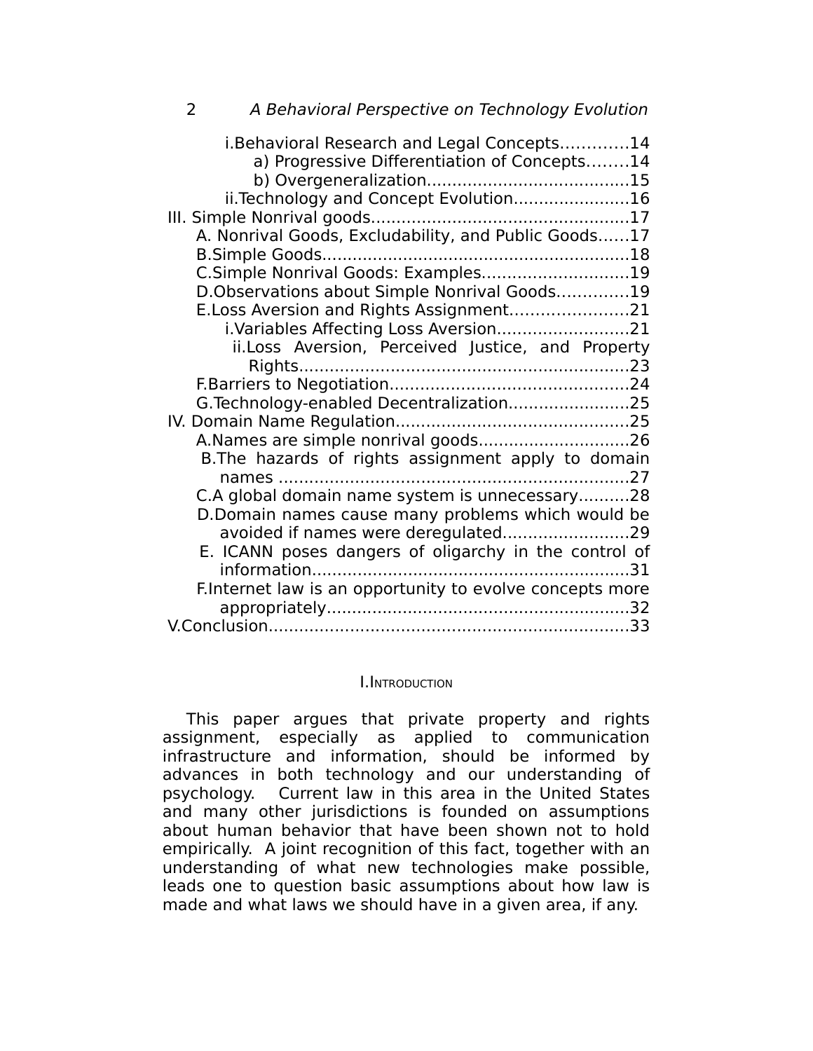i. Behavioral Research and Legal Concepts............14
  a) Progressive Differentiation of Concepts........14
  b) Overgeneralization.......................................15
ii. Technology and Concept Evolution......................16

III. Simple Nonrival goods..................................................17
  A. Nonrival Goods, Excludability, and Public Goods......17
  B. Simple Goods............................................................18
  C. Simple Nonrival Goods: Examples............................19
  D. Observations about Simple Nonrival Goods.............19
  E. Loss Aversion and Rights Assignment.......................21
    i. Variables Affecting Loss Aversion..........................21
    ii. Loss Aversion, Perceived Justice, and Property Rights.................................................................23
  F. Barriers to Negotiation...............................................24
  G. Technology-enabled Decentralization........................25

IV. Domain Name Regulation..............................................25
  A. Names are simple nonrival goods.............................26
  B. The hazards of rights assignment apply to domain names .....................................................................27
  C. A global domain name system is unnecessary..........28
  D. Domain names cause many problems which would be avoided if names were deregulated.........................29
  E. ICANN poses dangers of oligarchy in the control of information..............................................................31
  F. Internet law is an opportunity to evolve concepts more appropriately...........................................................32

V. Conclusion.......................................................................33

# I. Introduction

This paper argues that private property and rights assignment, especially as applied to communication infrastructure and information, should be informed by advances in both technology and our understanding of psychology. Current law in this area in the United States and many other jurisdictions is founded on assumptions about human behavior that have been shown not to hold empirically. A joint recognition of this fact, together with an understanding of what new technologies make possible, leads one to question basic assumptions about how law is made and what laws we should have in a given area, if any.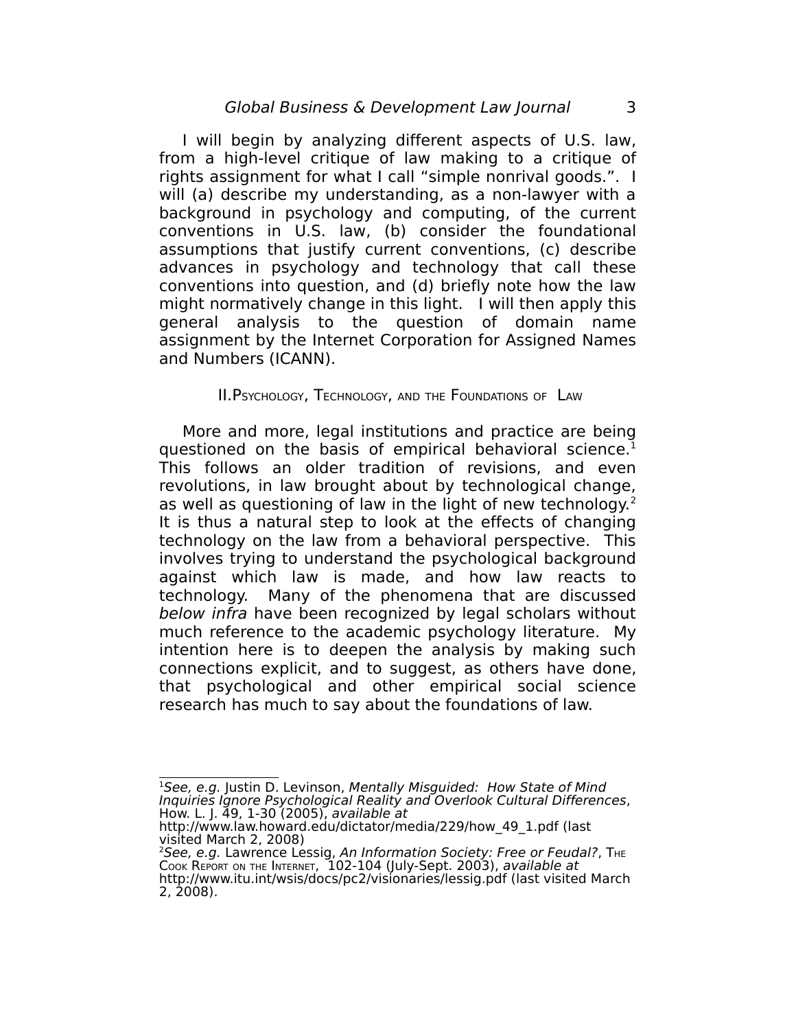I will begin by analyzing different aspects of U.S. law, from a high-level critique of law making to a critique of rights assignment for what I call "simple nonrival goods.". I will (a) describe my understanding, as a non-lawyer with a background in psychology and computing, of the current conventions in U.S. law, (b) consider the foundational assumptions that justify current conventions, (c) describe advances in psychology and technology that call these conventions into question, and (d) briefly note how the law might normatively change in this light. I will then apply this general analysis to the question of domain name assignment by the Internet Corporation for Assigned Names and Numbers (ICANN).

## II. Psychology, Technology, and the Foundations of Law

More and more, legal institutions and practice are being questioned on the basis of empirical behavioral science.[1] This follows an older tradition of revisions, and even revolutions, in law brought about by technological change, as well as questioning of law in the light of new technology.[2] It is thus a natural step to look at the effects of changing technology on the law from a behavioral perspective. This involves trying to understand the psychological background against which law is made, and how law reacts to technology. Many of the phenomena that are discussed *below infra* have been recognized by legal scholars without much reference to the academic psychology literature. My intention here is to deepen the analysis by making such connections explicit, and to suggest, as others have done, that psychological and other empirical social science research has much to say about the foundations of law.

---

[1] *See, e.g.* Justin D. Levinson, *Mentally Misguided: How State of Mind Inquiries Ignore Psychological Reality and Overlook Cultural Differences*, How. L. J. 49, 1-30 (2005), *available at* http://www.law.howard.edu/dictator/media/229/how_49_1.pdf (last visited March 2, 2008)

[2] *See, e.g.* Lawrence Lessig, *An Information Society: Free or Feudal?*, The Cook Report on the Internet, 102-104 (July-Sept. 2003), *available at* http://www.itu.int/wsis/docs/pc2/visionaries/lessig.pdf (last visited March 2, 2008).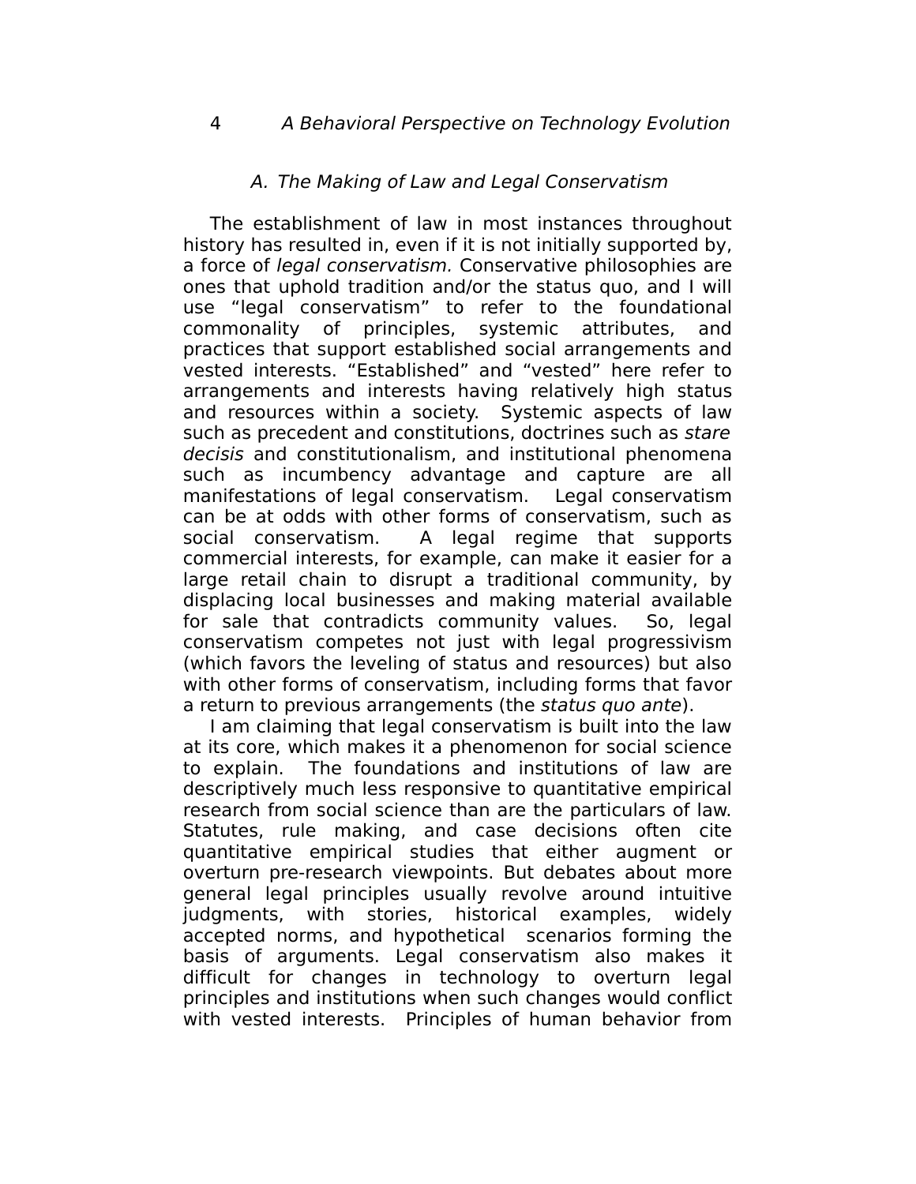### *A. The Making of Law and Legal Conservatism*

The establishment of law in most instances throughout history has resulted in, even if it is not initially supported by, a force of *legal conservatism.* Conservative philosophies are ones that uphold tradition and/or the status quo, and I will use "legal conservatism" to refer to the foundational commonality of principles, systemic attributes, and practices that support established social arrangements and vested interests. "Established" and "vested" here refer to arrangements and interests having relatively high status and resources within a society. Systemic aspects of law such as precedent and constitutions, doctrines such as *stare decisis* and constitutionalism, and institutional phenomena such as incumbency advantage and capture are all manifestations of legal conservatism. Legal conservatism can be at odds with other forms of conservatism, such as social conservatism. A legal regime that supports commercial interests, for example, can make it easier for a large retail chain to disrupt a traditional community, by displacing local businesses and making material available for sale that contradicts community values. So, legal conservatism competes not just with legal progressivism (which favors the leveling of status and resources) but also with other forms of conservatism, including forms that favor a return to previous arrangements (the *status quo ante*).

I am claiming that legal conservatism is built into the law at its core, which makes it a phenomenon for social science to explain. The foundations and institutions of law are descriptively much less responsive to quantitative empirical research from social science than are the particulars of law. Statutes, rule making, and case decisions often cite quantitative empirical studies that either augment or overturn pre-research viewpoints. But debates about more general legal principles usually revolve around intuitive judgments, with stories, historical examples, widely accepted norms, and hypothetical scenarios forming the basis of arguments. Legal conservatism also makes it difficult for changes in technology to overturn legal principles and institutions when such changes would conflict with vested interests. Principles of human behavior from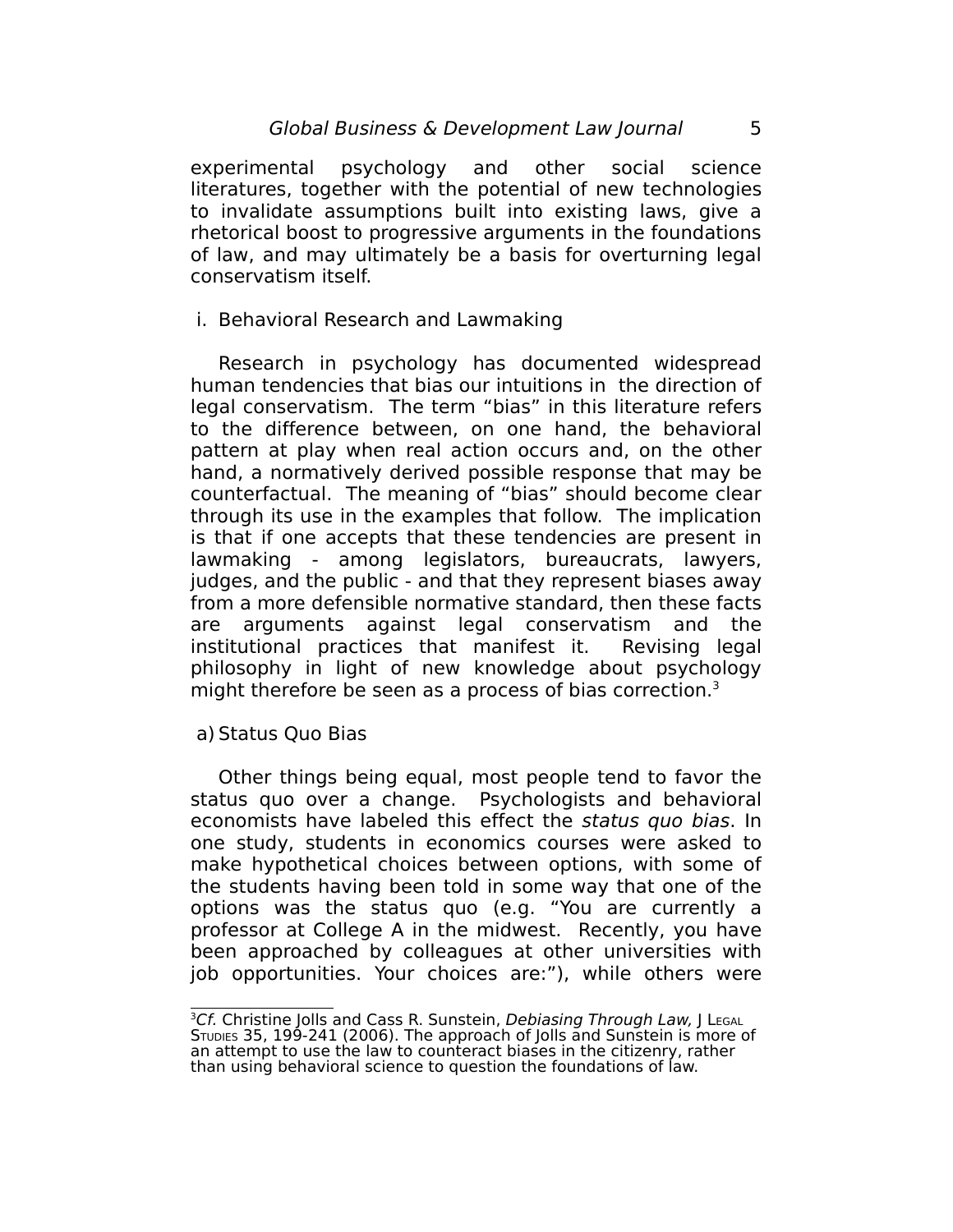experimental psychology and other social science literatures, together with the potential of new technologies to invalidate assumptions built into existing laws, give a rhetorical boost to progressive arguments in the foundations of law, and may ultimately be a basis for overturning legal conservatism itself.

### i. Behavioral Research and Lawmaking

Research in psychology has documented widespread human tendencies that bias our intuitions in the direction of legal conservatism. The term "bias" in this literature refers to the difference between, on one hand, the behavioral pattern at play when real action occurs and, on the other hand, a normatively derived possible response that may be counterfactual. The meaning of "bias" should become clear through its use in the examples that follow. The implication is that if one accepts that these tendencies are present in lawmaking - among legislators, bureaucrats, lawyers, judges, and the public - and that they represent biases away from a more defensible normative standard, then these facts are arguments against legal conservatism and the institutional practices that manifest it. Revising legal philosophy in light of new knowledge about psychology might therefore be seen as a process of bias correction.[3]

#### a) Status Quo Bias

Other things being equal, most people tend to favor the status quo over a change. Psychologists and behavioral economists have labeled this effect the *status quo bias*. In one study, students in economics courses were asked to make hypothetical choices between options, with some of the students having been told in some way that one of the options was the status quo (e.g. "You are currently a professor at College A in the midwest. Recently, you have been approached by colleagues at other universities with job opportunities. Your choices are:"), while others were

---

[3] *Cf.* Christine Jolls and Cass R. Sunstein, *Debiasing Through Law*, J LEGAL STUDIES 35, 199-241 (2006). The approach of Jolls and Sunstein is more of an attempt to use the law to counteract biases in the citizenry, rather than using behavioral science to question the foundations of law.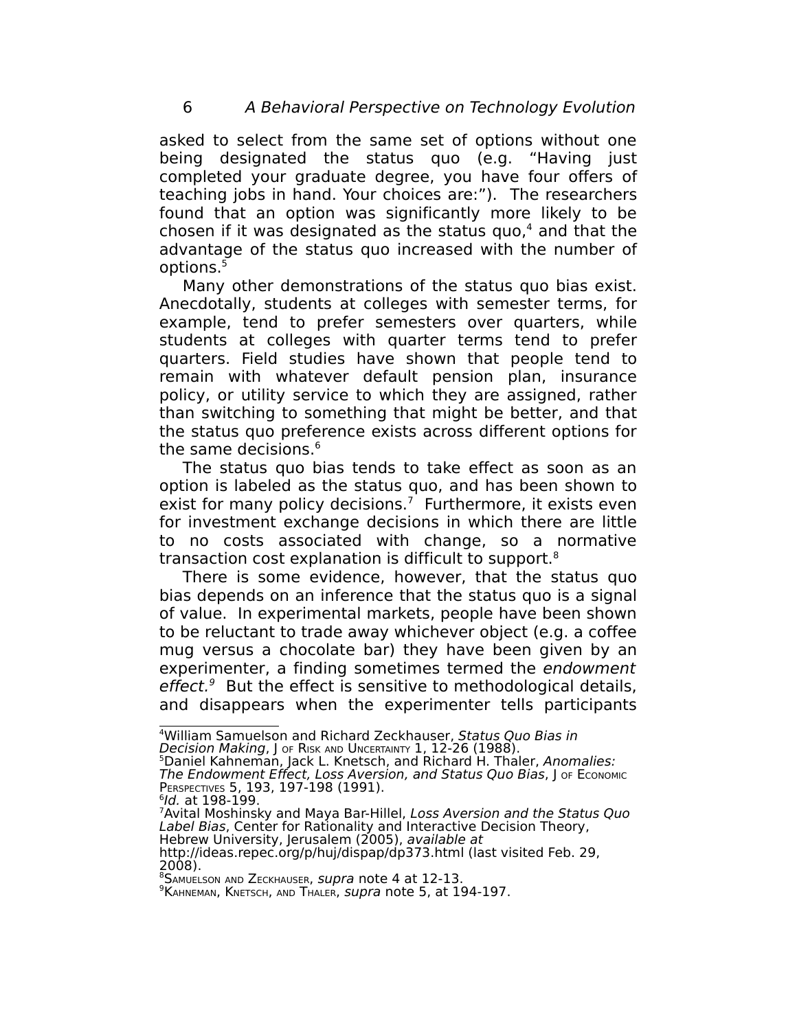asked to select from the same set of options without one being designated the status quo (e.g. "Having just completed your graduate degree, you have four offers of teaching jobs in hand. Your choices are:"). The researchers found that an option was significantly more likely to be chosen if it was designated as the status quo,[4] and that the advantage of the status quo increased with the number of options.[5]

Many other demonstrations of the status quo bias exist. Anecdotally, students at colleges with semester terms, for example, tend to prefer semesters over quarters, while students at colleges with quarter terms tend to prefer quarters. Field studies have shown that people tend to remain with whatever default pension plan, insurance policy, or utility service to which they are assigned, rather than switching to something that might be better, and that the status quo preference exists across different options for the same decisions.[6]

The status quo bias tends to take effect as soon as an option is labeled as the status quo, and has been shown to exist for many policy decisions.[7] Furthermore, it exists even for investment exchange decisions in which there are little to no costs associated with change, so a normative transaction cost explanation is difficult to support.[8]

There is some evidence, however, that the status quo bias depends on an inference that the status quo is a signal of value. In experimental markets, people have been shown to be reluctant to trade away whichever object (e.g. a coffee mug versus a chocolate bar) they have been given by an experimenter, a finding sometimes termed the *endowment effect.*[9] But the effect is sensitive to methodological details, and disappears when the experimenter tells participants

---

[4]William Samuelson and Richard Zeckhauser, *Status Quo Bias in Decision Making*, J of Risk and Uncertainty 1, 12-26 (1988).

[5]Daniel Kahneman, Jack L. Knetsch, and Richard H. Thaler, *Anomalies: The Endowment Effect, Loss Aversion, and Status Quo Bias*, J of Economic Perspectives 5, 193, 197-198 (1991).

[6]*Id.* at 198-199.

[7]Avital Moshinsky and Maya Bar-Hillel, *Loss Aversion and the Status Quo Label Bias*, Center for Rationality and Interactive Decision Theory, Hebrew University, Jerusalem (2005), *available at* http://ideas.repec.org/p/huj/dispap/dp373.html (last visited Feb. 29, 2008).

[8]Samuelson and Zeckhauser, *supra* note 4 at 12-13.

[9]Kahneman, Knetsch, and Thaler, *supra* note 5, at 194-197.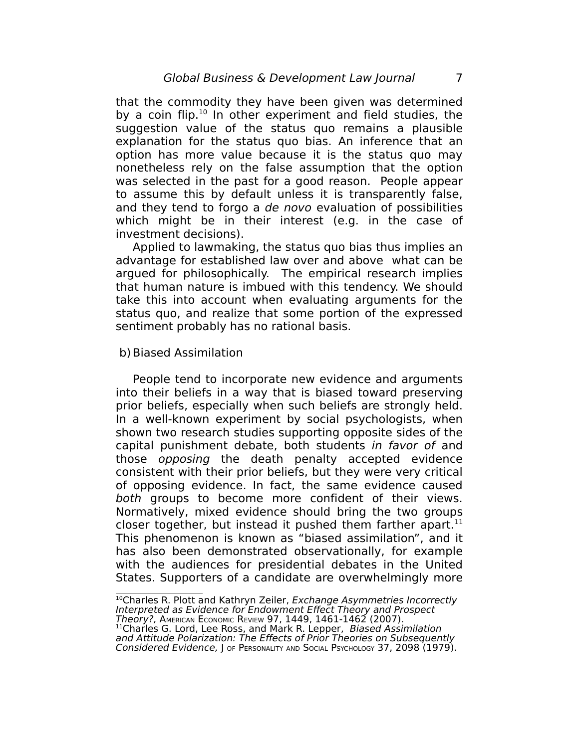that the commodity they have been given was determined by a coin flip.[10] In other experiment and field studies, the suggestion value of the status quo remains a plausible explanation for the status quo bias. An inference that an option has more value because it is the status quo may nonetheless rely on the false assumption that the option was selected in the past for a good reason. People appear to assume this by default unless it is transparently false, and they tend to forgo a *de novo* evaluation of possibilities which might be in their interest (e.g. in the case of investment decisions).

Applied to lawmaking, the status quo bias thus implies an advantage for established law over and above what can be argued for philosophically. The empirical research implies that human nature is imbued with this tendency. We should take this into account when evaluating arguments for the status quo, and realize that some portion of the expressed sentiment probably has no rational basis.

b) Biased Assimilation

People tend to incorporate new evidence and arguments into their beliefs in a way that is biased toward preserving prior beliefs, especially when such beliefs are strongly held. In a well-known experiment by social psychologists, when shown two research studies supporting opposite sides of the capital punishment debate, both students *in favor of* and those *opposing* the death penalty accepted evidence consistent with their prior beliefs, but they were very critical of opposing evidence. In fact, the same evidence caused *both* groups to become more confident of their views. Normatively, mixed evidence should bring the two groups closer together, but instead it pushed them farther apart.[11] This phenomenon is known as "biased assimilation", and it has also been demonstrated observationally, for example with the audiences for presidential debates in the United States. Supporters of a candidate are overwhelmingly more

---

[10] Charles R. Plott and Kathryn Zeiler, *Exchange Asymmetries Incorrectly Interpreted as Evidence for Endowment Effect Theory and Prospect Theory?,* AMERICAN ECONOMIC REVIEW 97, 1449, 1461-1462 (2007).

[11] Charles G. Lord, Lee Ross, and Mark R. Lepper, *Biased Assimilation and Attitude Polarization: The Effects of Prior Theories on Subsequently Considered Evidence,* J OF PERSONALITY AND SOCIAL PSYCHOLOGY 37, 2098 (1979).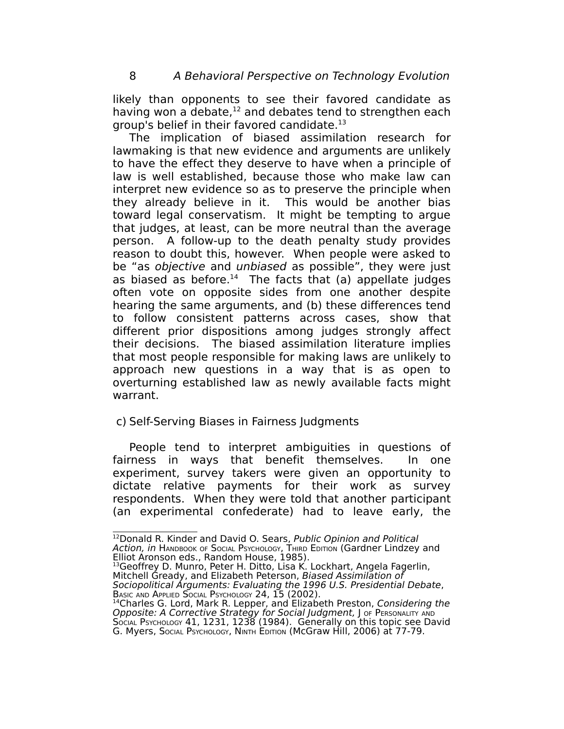likely than opponents to see their favored candidate as having won a debate,[12] and debates tend to strengthen each group's belief in their favored candidate.[13]

The implication of biased assimilation research for lawmaking is that new evidence and arguments are unlikely to have the effect they deserve to have when a principle of law is well established, because those who make law can interpret new evidence so as to preserve the principle when they already believe in it. This would be another bias toward legal conservatism. It might be tempting to argue that judges, at least, can be more neutral than the average person. A follow-up to the death penalty study provides reason to doubt this, however. When people were asked to be "as *objective* and *unbiased* as possible", they were just as biased as before.[14] The facts that (a) appellate judges often vote on opposite sides from one another despite hearing the same arguments, and (b) these differences tend to follow consistent patterns across cases, show that different prior dispositions among judges strongly affect their decisions. The biased assimilation literature implies that most people responsible for making laws are unlikely to approach new questions in a way that is as open to overturning established law as newly available facts might warrant.

### c) Self-Serving Biases in Fairness Judgments

People tend to interpret ambiguities in questions of fairness in ways that benefit themselves. In one experiment, survey takers were given an opportunity to dictate relative payments for their work as survey respondents. When they were told that another participant (an experimental confederate) had to leave early, the

---

[12] Donald R. Kinder and David O. Sears, *Public Opinion and Political Action, in* Handbook of Social Psychology, Third Edition (Gardner Lindzey and Elliot Aronson eds., Random House, 1985).

[13] Geoffrey D. Munro, Peter H. Ditto, Lisa K. Lockhart, Angela Fagerlin, Mitchell Gready, and Elizabeth Peterson, *Biased Assimilation of Sociopolitical Arguments: Evaluating the 1996 U.S. Presidential Debate*, Basic and Applied Social Psychology 24, 15 (2002).

[14] Charles G. Lord, Mark R. Lepper, and Elizabeth Preston, *Considering the Opposite: A Corrective Strategy for Social Judgment,* J of Personality and Social Psychology 41, 1231, 1238 (1984). Generally on this topic see David G. Myers, Social Psychology, Ninth Edition (McGraw Hill, 2006) at 77-79.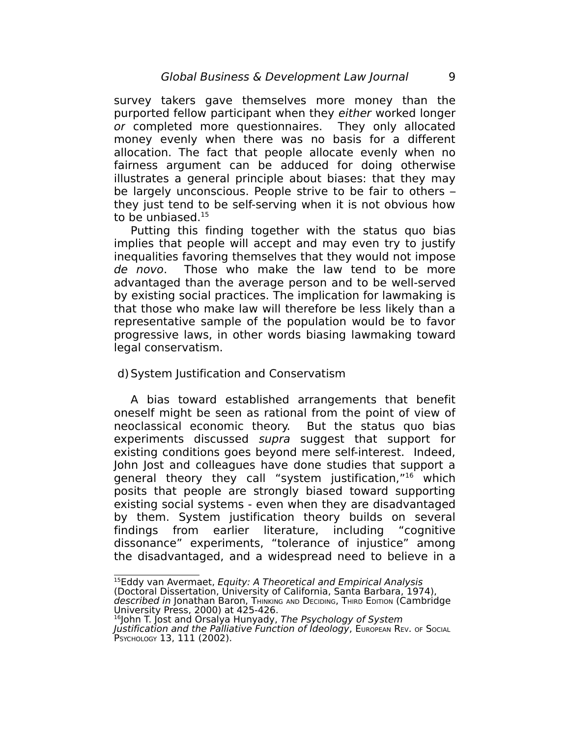survey takers gave themselves more money than the purported fellow participant when they *either* worked longer *or* completed more questionnaires. They only allocated money evenly when there was no basis for a different allocation. The fact that people allocate evenly when no fairness argument can be adduced for doing otherwise illustrates a general principle about biases: that they may be largely unconscious. People strive to be fair to others – they just tend to be self-serving when it is not obvious how to be unbiased.[15]

Putting this finding together with the status quo bias implies that people will accept and may even try to justify inequalities favoring themselves that they would not impose *de novo*. Those who make the law tend to be more advantaged than the average person and to be well-served by existing social practices. The implication for lawmaking is that those who make law will therefore be less likely than a representative sample of the population would be to favor progressive laws, in other words biasing lawmaking toward legal conservatism.

d) System Justification and Conservatism

A bias toward established arrangements that benefit oneself might be seen as rational from the point of view of neoclassical economic theory. But the status quo bias experiments discussed *supra* suggest that support for existing conditions goes beyond mere self-interest. Indeed, John Jost and colleagues have done studies that support a general theory they call "system justification,"[16] which posits that people are strongly biased toward supporting existing social systems - even when they are disadvantaged by them. System justification theory builds on several findings from earlier literature, including "cognitive dissonance" experiments, "tolerance of injustice" among the disadvantaged, and a widespread need to believe in a

---

[15]Eddy van Avermaet, *Equity: A Theoretical and Empirical Analysis* (Doctoral Dissertation, University of California, Santa Barbara, 1974), *described in* Jonathan Baron, THINKING AND DECIDING, THIRD EDITION (Cambridge University Press, 2000) at 425-426.

[16]John T. Jost and Orsalya Hunyady, *The Psychology of System Justification and the Palliative Function of Ideology*, EUROPEAN REV. OF SOCIAL PSYCHOLOGY 13, 111 (2002).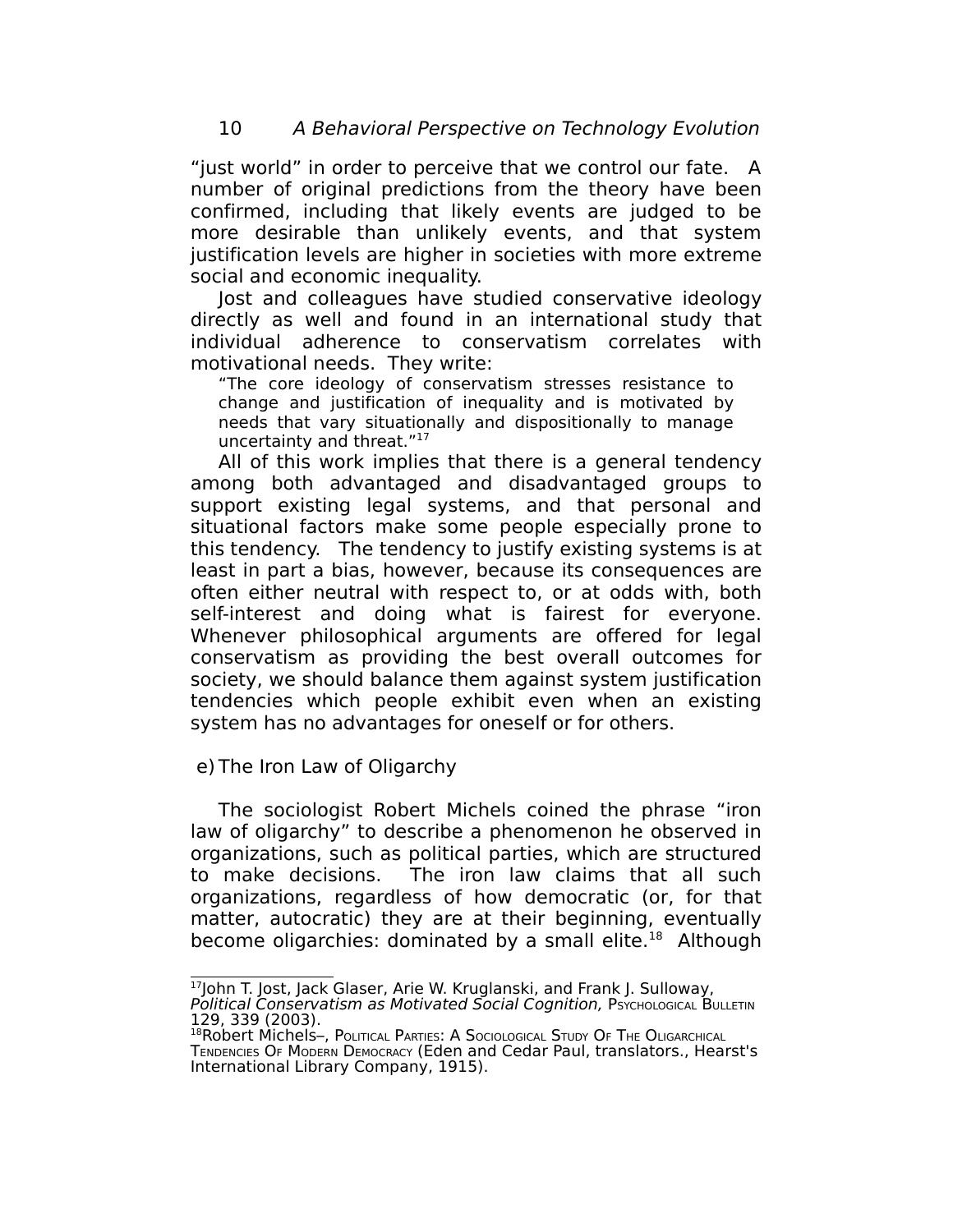"just world" in order to perceive that we control our fate. A number of original predictions from the theory have been confirmed, including that likely events are judged to be more desirable than unlikely events, and that system justification levels are higher in societies with more extreme social and economic inequality.

Jost and colleagues have studied conservative ideology directly as well and found in an international study that individual adherence to conservatism correlates with motivational needs. They write:

> "The core ideology of conservatism stresses resistance to change and justification of inequality and is motivated by needs that vary situationally and dispositionally to manage uncertainty and threat."[17]

All of this work implies that there is a general tendency among both advantaged and disadvantaged groups to support existing legal systems, and that personal and situational factors make some people especially prone to this tendency. The tendency to justify existing systems is at least in part a bias, however, because its consequences are often either neutral with respect to, or at odds with, both self-interest and doing what is fairest for everyone. Whenever philosophical arguments are offered for legal conservatism as providing the best overall outcomes for society, we should balance them against system justification tendencies which people exhibit even when an existing system has no advantages for oneself or for others.

e) The Iron Law of Oligarchy

The sociologist Robert Michels coined the phrase "iron law of oligarchy" to describe a phenomenon he observed in organizations, such as political parties, which are structured to make decisions. The iron law claims that all such organizations, regardless of how democratic (or, for that matter, autocratic) they are at their beginning, eventually become oligarchies: dominated by a small elite.[18] Although

---

[17] John T. Jost, Jack Glaser, Arie W. Kruglanski, and Frank J. Sulloway, *Political Conservatism as Motivated Social Cognition,* Psychological Bulletin 129, 339 (2003).

[18] Robert Michels–, Political Parties: A Sociological Study Of The Oligarchical Tendencies Of Modern Democracy (Eden and Cedar Paul, translators., Hearst's International Library Company, 1915).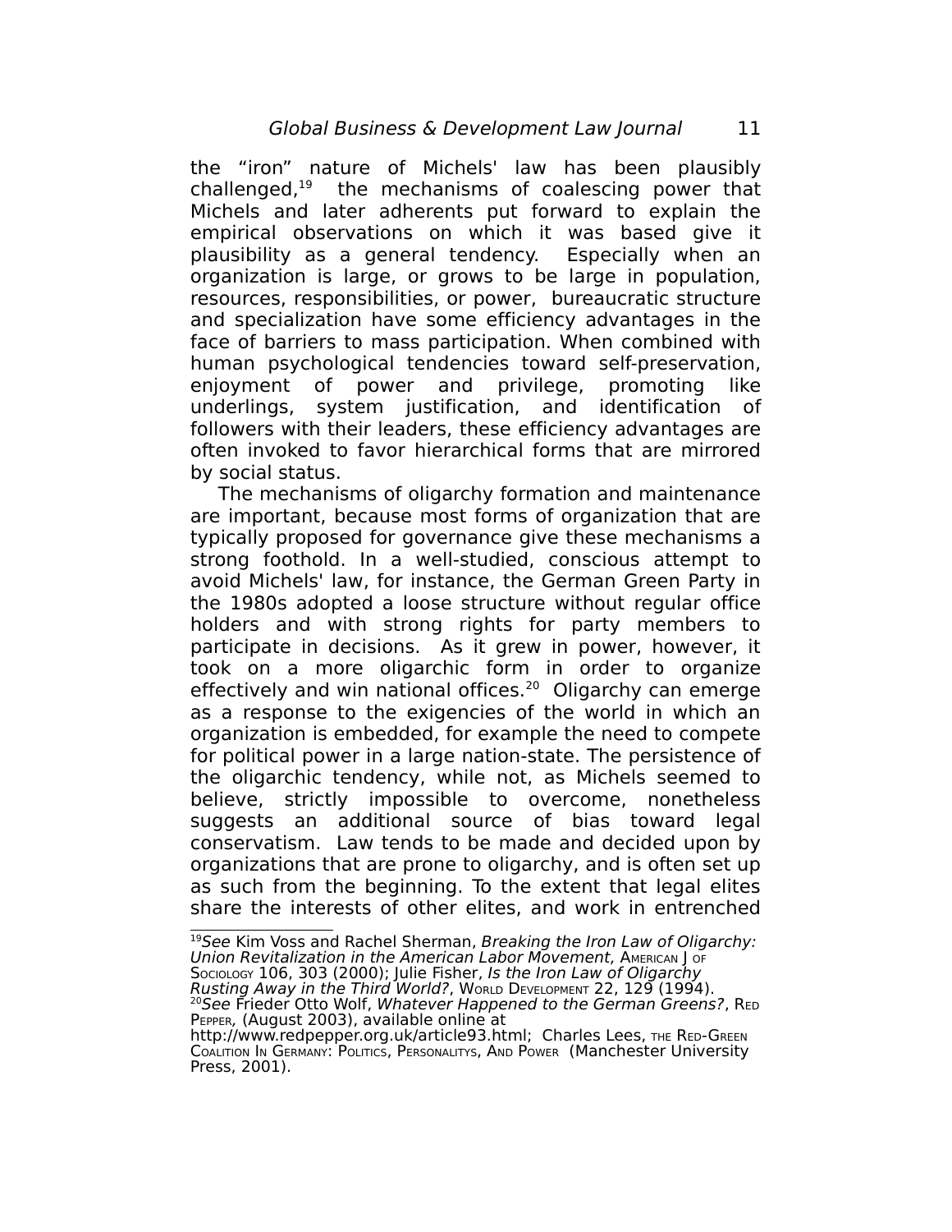the "iron" nature of Michels' law has been plausibly challenged,[19] the mechanisms of coalescing power that Michels and later adherents put forward to explain the empirical observations on which it was based give it plausibility as a general tendency. Especially when an organization is large, or grows to be large in population, resources, responsibilities, or power, bureaucratic structure and specialization have some efficiency advantages in the face of barriers to mass participation. When combined with human psychological tendencies toward self-preservation, enjoyment of power and privilege, promoting like underlings, system justification, and identification of followers with their leaders, these efficiency advantages are often invoked to favor hierarchical forms that are mirrored by social status.

The mechanisms of oligarchy formation and maintenance are important, because most forms of organization that are typically proposed for governance give these mechanisms a strong foothold. In a well-studied, conscious attempt to avoid Michels' law, for instance, the German Green Party in the 1980s adopted a loose structure without regular office holders and with strong rights for party members to participate in decisions. As it grew in power, however, it took on a more oligarchic form in order to organize effectively and win national offices.[20] Oligarchy can emerge as a response to the exigencies of the world in which an organization is embedded, for example the need to compete for political power in a large nation-state. The persistence of the oligarchic tendency, while not, as Michels seemed to believe, strictly impossible to overcome, nonetheless suggests an additional source of bias toward legal conservatism. Law tends to be made and decided upon by organizations that are prone to oligarchy, and is often set up as such from the beginning. To the extent that legal elites share the interests of other elites, and work in entrenched

---

[19] *See* Kim Voss and Rachel Sherman, *Breaking the Iron Law of Oligarchy: Union Revitalization in the American Labor Movement,* American J of Sociology 106, 303 (2000); Julie Fisher, *Is the Iron Law of Oligarchy Rusting Away in the Third World?*, World Development 22, 129 (1994).

[20] *See* Frieder Otto Wolf, *Whatever Happened to the German Greens?*, Red Pepper, (August 2003), available online at http://www.redpepper.org.uk/article93.html; Charles Lees, the Red-Green Coalition In Germany: Politics, Personalitys, And Power (Manchester University Press, 2001).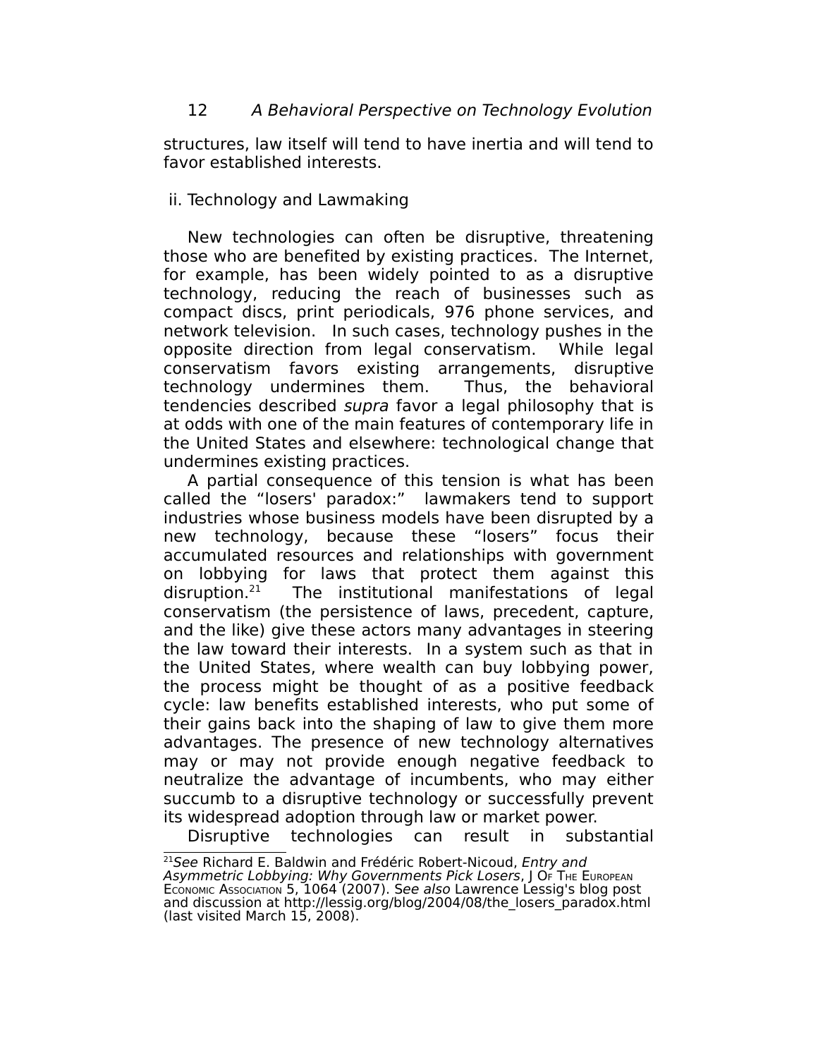structures, law itself will tend to have inertia and will tend to favor established interests.

### ii. Technology and Lawmaking

New technologies can often be disruptive, threatening those who are benefited by existing practices. The Internet, for example, has been widely pointed to as a disruptive technology, reducing the reach of businesses such as compact discs, print periodicals, 976 phone services, and network television. In such cases, technology pushes in the opposite direction from legal conservatism. While legal conservatism favors existing arrangements, disruptive technology undermines them. Thus, the behavioral tendencies described *supra* favor a legal philosophy that is at odds with one of the main features of contemporary life in the United States and elsewhere: technological change that undermines existing practices.

A partial consequence of this tension is what has been called the "losers' paradox:" lawmakers tend to support industries whose business models have been disrupted by a new technology, because these "losers" focus their accumulated resources and relationships with government on lobbying for laws that protect them against this disruption.[21] The institutional manifestations of legal conservatism (the persistence of laws, precedent, capture, and the like) give these actors many advantages in steering the law toward their interests. In a system such as that in the United States, where wealth can buy lobbying power, the process might be thought of as a positive feedback cycle: law benefits established interests, who put some of their gains back into the shaping of law to give them more advantages. The presence of new technology alternatives may or may not provide enough negative feedback to neutralize the advantage of incumbents, who may either succumb to a disruptive technology or successfully prevent its widespread adoption through law or market power.

Disruptive technologies can result in substantial

---

[21] *See* Richard E. Baldwin and Frédéric Robert-Nicoud, *Entry and Asymmetric Lobbying: Why Governments Pick Losers*, J OF THE EUROPEAN ECONOMIC ASSOCIATION 5, 1064 (2007). *See also* Lawrence Lessig's blog post and discussion at http://lessig.org/blog/2004/08/the_losers_paradox.html (last visited March 15, 2008).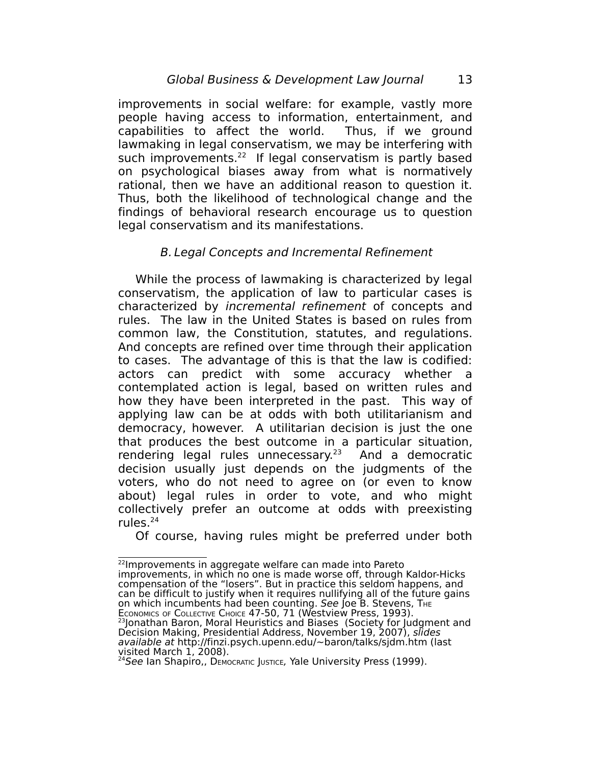improvements in social welfare: for example, vastly more people having access to information, entertainment, and capabilities to affect the world. Thus, if we ground lawmaking in legal conservatism, we may be interfering with such improvements.[22] If legal conservatism is partly based on psychological biases away from what is normatively rational, then we have an additional reason to question it. Thus, both the likelihood of technological change and the findings of behavioral research encourage us to question legal conservatism and its manifestations.

### *B. Legal Concepts and Incremental Refinement*

While the process of lawmaking is characterized by legal conservatism, the application of law to particular cases is characterized by *incremental refinement* of concepts and rules. The law in the United States is based on rules from common law, the Constitution, statutes, and regulations. And concepts are refined over time through their application to cases. The advantage of this is that the law is codified: actors can predict with some accuracy whether a contemplated action is legal, based on written rules and how they have been interpreted in the past. This way of applying law can be at odds with both utilitarianism and democracy, however. A utilitarian decision is just the one that produces the best outcome in a particular situation, rendering legal rules unnecessary.[23] And a democratic decision usually just depends on the judgments of the voters, who do not need to agree on (or even to know about) legal rules in order to vote, and who might collectively prefer an outcome at odds with preexisting rules.[24]

Of course, having rules might be preferred under both

---

[22]Improvements in aggregate welfare can made into Pareto improvements, in which no one is made worse off, through Kaldor-Hicks compensation of the "losers". But in practice this seldom happens, and can be difficult to justify when it requires nullifying all of the future gains on which incumbents had been counting. *See* Joe B. Stevens, THE ECONOMICS OF COLLECTIVE CHOICE 47-50, 71 (Westview Press, 1993).

[23]Jonathan Baron, Moral Heuristics and Biases (Society for Judgment and Decision Making, Presidential Address, November 19, 2007), *slides available at* http://finzi.psych.upenn.edu/~baron/talks/sjdm.htm (last visited March 1, 2008).

[24]*See* Ian Shapiro,, DEMOCRATIC JUSTICE, Yale University Press (1999).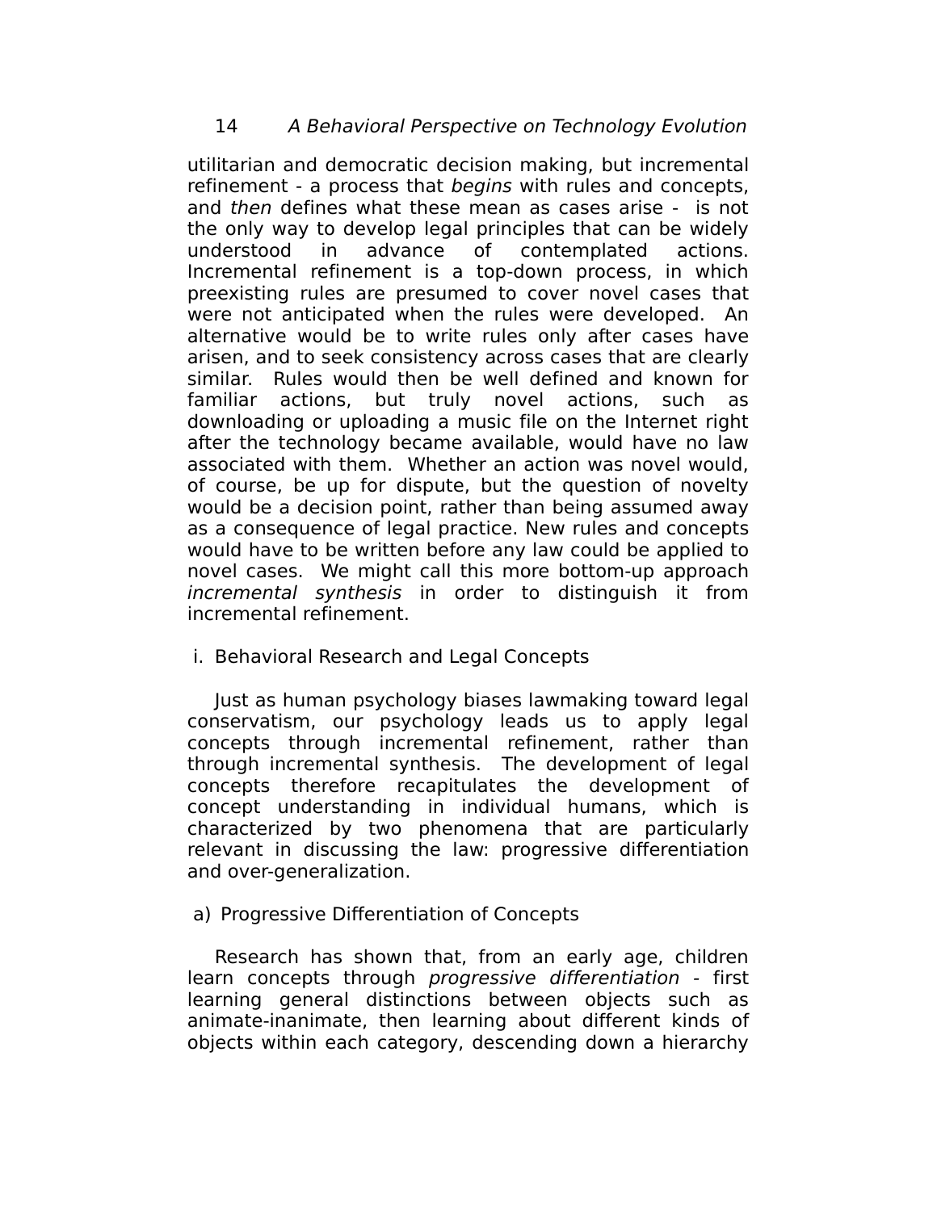utilitarian and democratic decision making, but incremental refinement - a process that *begins* with rules and concepts, and *then* defines what these mean as cases arise - is not the only way to develop legal principles that can be widely understood in advance of contemplated actions. Incremental refinement is a top-down process, in which preexisting rules are presumed to cover novel cases that were not anticipated when the rules were developed. An alternative would be to write rules only after cases have arisen, and to seek consistency across cases that are clearly similar. Rules would then be well defined and known for familiar actions, but truly novel actions, such as downloading or uploading a music file on the Internet right after the technology became available, would have no law associated with them. Whether an action was novel would, of course, be up for dispute, but the question of novelty would be a decision point, rather than being assumed away as a consequence of legal practice. New rules and concepts would have to be written before any law could be applied to novel cases. We might call this more bottom-up approach *incremental synthesis* in order to distinguish it from incremental refinement.

### i. Behavioral Research and Legal Concepts

Just as human psychology biases lawmaking toward legal conservatism, our psychology leads us to apply legal concepts through incremental refinement, rather than through incremental synthesis. The development of legal concepts therefore recapitulates the development of concept understanding in individual humans, which is characterized by two phenomena that are particularly relevant in discussing the law: progressive differentiation and over-generalization.

#### a) Progressive Differentiation of Concepts

Research has shown that, from an early age, children learn concepts through *progressive differentiation* - first learning general distinctions between objects such as animate-inanimate, then learning about different kinds of objects within each category, descending down a hierarchy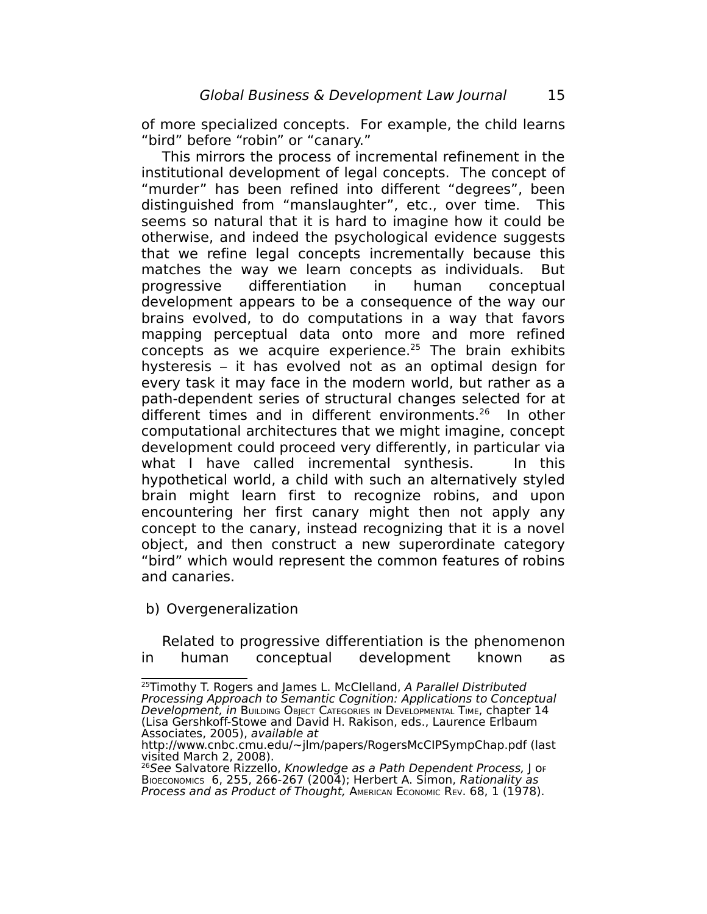of more specialized concepts. For example, the child learns "bird" before "robin" or "canary."

This mirrors the process of incremental refinement in the institutional development of legal concepts. The concept of "murder" has been refined into different "degrees", been distinguished from "manslaughter", etc., over time. This seems so natural that it is hard to imagine how it could be otherwise, and indeed the psychological evidence suggests that we refine legal concepts incrementally because this matches the way we learn concepts as individuals. But progressive differentiation in human conceptual development appears to be a consequence of the way our brains evolved, to do computations in a way that favors mapping perceptual data onto more and more refined concepts as we acquire experience.[25] The brain exhibits hysteresis – it has evolved not as an optimal design for every task it may face in the modern world, but rather as a path-dependent series of structural changes selected for at different times and in different environments.[26] In other computational architectures that we might imagine, concept development could proceed very differently, in particular via what I have called incremental synthesis. In this hypothetical world, a child with such an alternatively styled brain might learn first to recognize robins, and upon encountering her first canary might then not apply any concept to the canary, instead recognizing that it is a novel object, and then construct a new superordinate category "bird" which would represent the common features of robins and canaries.

b) Overgeneralization

Related to progressive differentiation is the phenomenon in human conceptual development known as

---

[25] Timothy T. Rogers and James L. McClelland, *A Parallel Distributed Processing Approach to Semantic Cognition: Applications to Conceptual Development, in* Building Object Categories in Developmental Time, chapter 14 (Lisa Gershkoff-Stowe and David H. Rakison, eds., Laurence Erlbaum Associates, 2005), *available at* http://www.cnbc.cmu.edu/~jlm/papers/RogersMcClPSympChap.pdf (last visited March 2, 2008).

[26] *See* Salvatore Rizzello, *Knowledge as a Path Dependent Process,* J of Bioeconomics 6, 255, 266-267 (2004); Herbert A. Simon, *Rationality as Process and as Product of Thought,* American Economic Rev. 68, 1 (1978).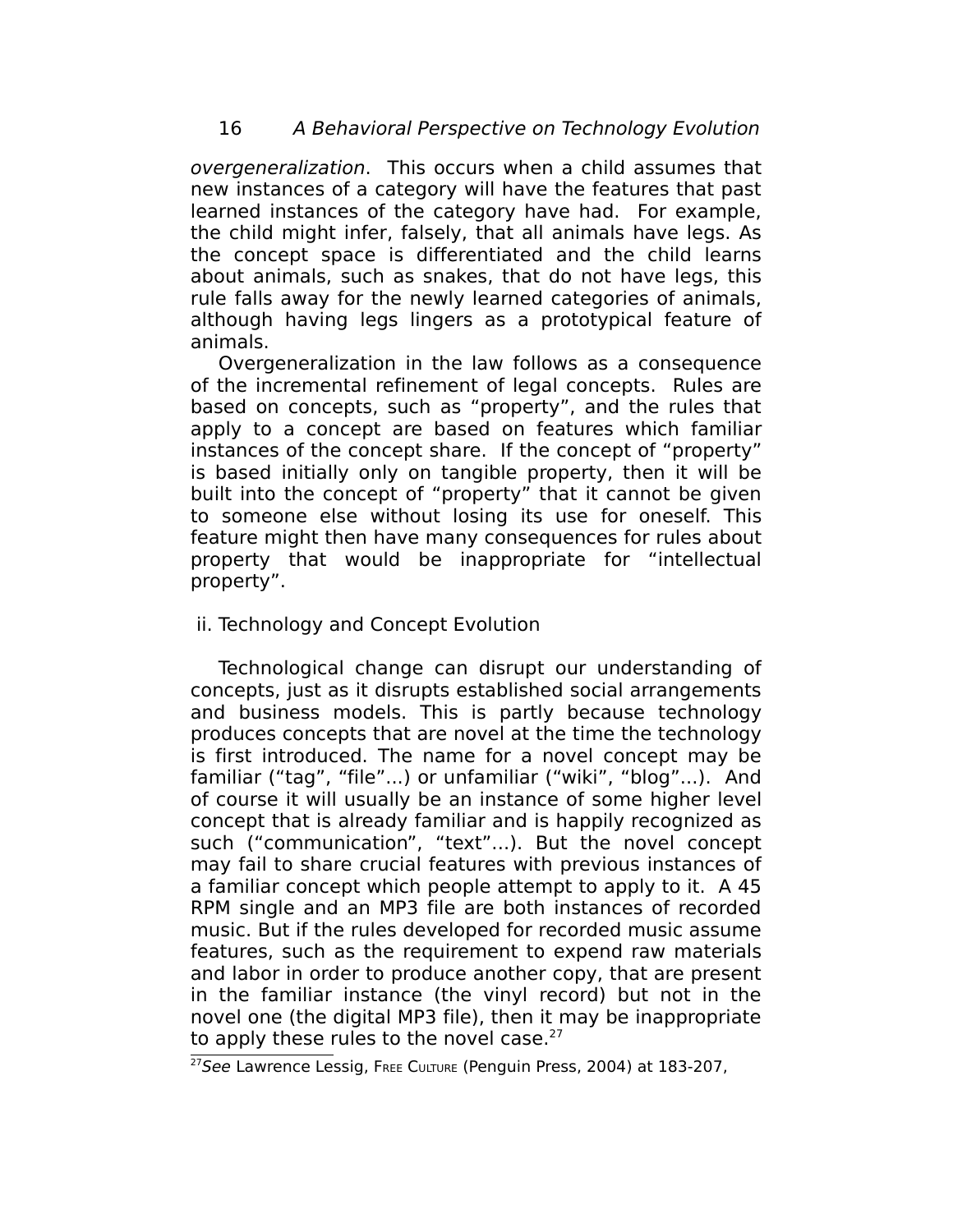*overgeneralization*. This occurs when a child assumes that new instances of a category will have the features that past learned instances of the category have had. For example, the child might infer, falsely, that all animals have legs. As the concept space is differentiated and the child learns about animals, such as snakes, that do not have legs, this rule falls away for the newly learned categories of animals, although having legs lingers as a prototypical feature of animals.

Overgeneralization in the law follows as a consequence of the incremental refinement of legal concepts. Rules are based on concepts, such as "property", and the rules that apply to a concept are based on features which familiar instances of the concept share. If the concept of "property" is based initially only on tangible property, then it will be built into the concept of "property" that it cannot be given to someone else without losing its use for oneself. This feature might then have many consequences for rules about property that would be inappropriate for "intellectual property".

### ii. Technology and Concept Evolution

Technological change can disrupt our understanding of concepts, just as it disrupts established social arrangements and business models. This is partly because technology produces concepts that are novel at the time the technology is first introduced. The name for a novel concept may be familiar ("tag", "file"...) or unfamiliar ("wiki", "blog"...). And of course it will usually be an instance of some higher level concept that is already familiar and is happily recognized as such ("communication", "text"...). But the novel concept may fail to share crucial features with previous instances of a familiar concept which people attempt to apply to it. A 45 RPM single and an MP3 file are both instances of recorded music. But if the rules developed for recorded music assume features, such as the requirement to expend raw materials and labor in order to produce another copy, that are present in the familiar instance (the vinyl record) but not in the novel one (the digital MP3 file), then it may be inappropriate to apply these rules to the novel case.[27]

[27] *See* Lawrence Lessig, Free Culture (Penguin Press, 2004) at 183-207,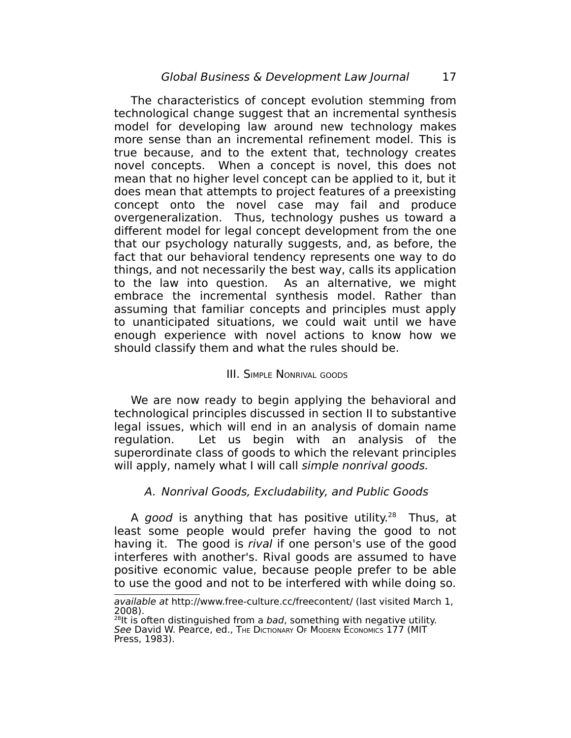The characteristics of concept evolution stemming from technological change suggest that an incremental synthesis model for developing law around new technology makes more sense than an incremental refinement model. This is true because, and to the extent that, technology creates novel concepts. When a concept is novel, this does not mean that no higher level concept can be applied to it, but it does mean that attempts to project features of a preexisting concept onto the novel case may fail and produce overgeneralization. Thus, technology pushes us toward a different model for legal concept development from the one that our psychology naturally suggests, and, as before, the fact that our behavioral tendency represents one way to do things, and not necessarily the best way, calls its application to the law into question. As an alternative, we might embrace the incremental synthesis model. Rather than assuming that familiar concepts and principles must apply to unanticipated situations, we could wait until we have enough experience with novel actions to know how we should classify them and what the rules should be.

## III. Simple Nonrival goods

We are now ready to begin applying the behavioral and technological principles discussed in section II to substantive legal issues, which will end in an analysis of domain name regulation. Let us begin with an analysis of the superordinate class of goods to which the relevant principles will apply, namely what I will call *simple nonrival goods.*

### *A. Nonrival Goods, Excludability, and Public Goods*

A *good* is anything that has positive utility.[28] Thus, at least some people would prefer having the good to not having it. The good is *rival* if one person's use of the good interferes with another's. Rival goods are assumed to have positive economic value, because people prefer to be able to use the good and not to be interfered with while doing so.

---

*available at* http://www.free-culture.cc/freecontent/ (last visited March 1, 2008).

[28] It is often distinguished from a *bad*, something with negative utility. *See* David W. Pearce, ed., The Dictionary Of Modern Economics 177 (MIT Press, 1983).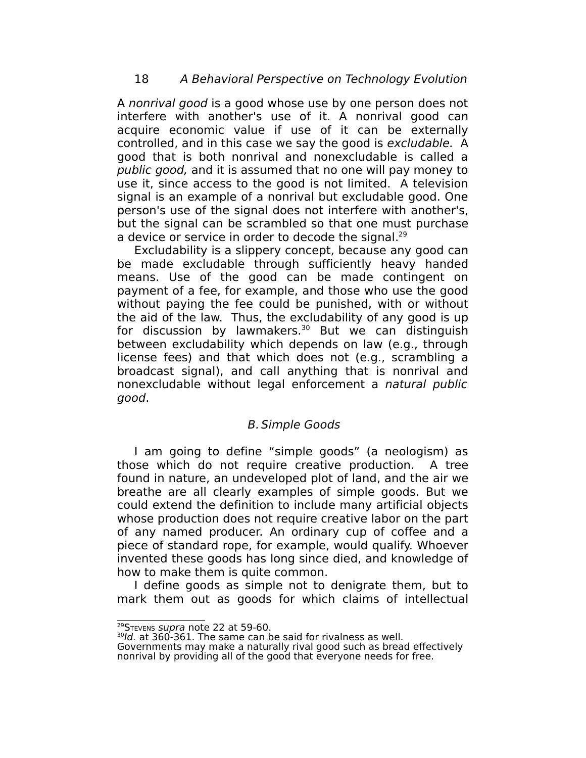A *nonrival good* is a good whose use by one person does not interfere with another's use of it. A nonrival good can acquire economic value if use of it can be externally controlled, and in this case we say the good is *excludable.* A good that is both nonrival and nonexcludable is called a *public good,* and it is assumed that no one will pay money to use it, since access to the good is not limited. A television signal is an example of a nonrival but excludable good. One person's use of the signal does not interfere with another's, but the signal can be scrambled so that one must purchase a device or service in order to decode the signal.[29]

Excludability is a slippery concept, because any good can be made excludable through sufficiently heavy handed means. Use of the good can be made contingent on payment of a fee, for example, and those who use the good without paying the fee could be punished, with or without the aid of the law. Thus, the excludability of any good is up for discussion by lawmakers.[30] But we can distinguish between excludability which depends on law (e.g., through license fees) and that which does not (e.g., scrambling a broadcast signal), and call anything that is nonrival and nonexcludable without legal enforcement a *natural public good*.

### *B. Simple Goods*

I am going to define “simple goods” (a neologism) as those which do not require creative production. A tree found in nature, an undeveloped plot of land, and the air we breathe are all clearly examples of simple goods. But we could extend the definition to include many artificial objects whose production does not require creative labor on the part of any named producer. An ordinary cup of coffee and a piece of standard rope, for example, would qualify. Whoever invented these goods has long since died, and knowledge of how to make them is quite common.

I define goods as simple not to denigrate them, but to mark them out as goods for which claims of intellectual

---

[29] STEVENS *supra* note 22 at 59-60.

[30] *Id.* at 360-361. The same can be said for rivalness as well. Governments may make a naturally rival good such as bread effectively nonrival by providing all of the good that everyone needs for free.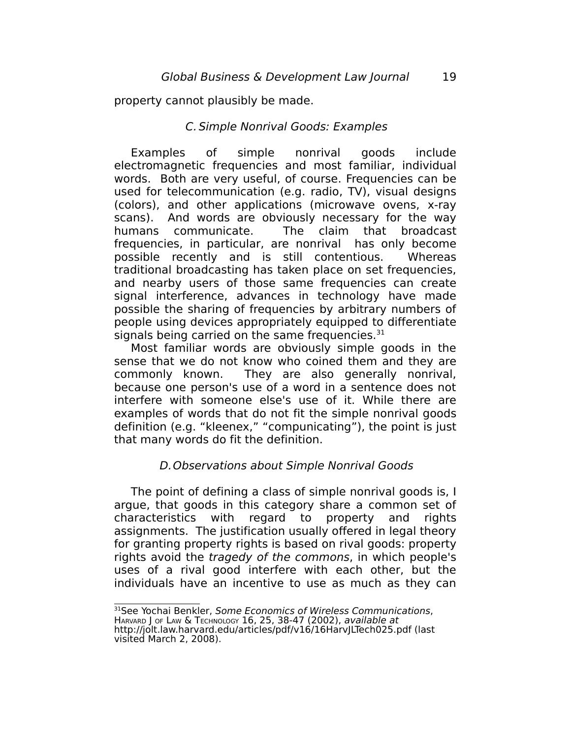property cannot plausibly be made.

### C. Simple Nonrival Goods: Examples

Examples of simple nonrival goods include electromagnetic frequencies and most familiar, individual words. Both are very useful, of course. Frequencies can be used for telecommunication (e.g. radio, TV), visual designs (colors), and other applications (microwave ovens, x-ray scans). And words are obviously necessary for the way humans communicate. The claim that broadcast frequencies, in particular, are nonrival has only become possible recently and is still contentious. Whereas traditional broadcasting has taken place on set frequencies, and nearby users of those same frequencies can create signal interference, advances in technology have made possible the sharing of frequencies by arbitrary numbers of people using devices appropriately equipped to differentiate signals being carried on the same frequencies.[31]

Most familiar words are obviously simple goods in the sense that we do not know who coined them and they are commonly known. They are also generally nonrival, because one person's use of a word in a sentence does not interfere with someone else's use of it. While there are examples of words that do not fit the simple nonrival goods definition (e.g. "kleenex," "compunicating"), the point is just that many words do fit the definition.

### D. Observations about Simple Nonrival Goods

The point of defining a class of simple nonrival goods is, I argue, that goods in this category share a common set of characteristics with regard to property and rights assignments. The justification usually offered in legal theory for granting property rights is based on rival goods: property rights avoid the *tragedy of the commons*, in which people's uses of a rival good interfere with each other, but the individuals have an incentive to use as much as they can

---

[31] See Yochai Benkler, *Some Economics of Wireless Communications*, Harvard J of Law & Technology 16, 25, 38-47 (2002), *available at* http://jolt.law.harvard.edu/articles/pdf/v16/16HarvJLTech025.pdf (last visited March 2, 2008).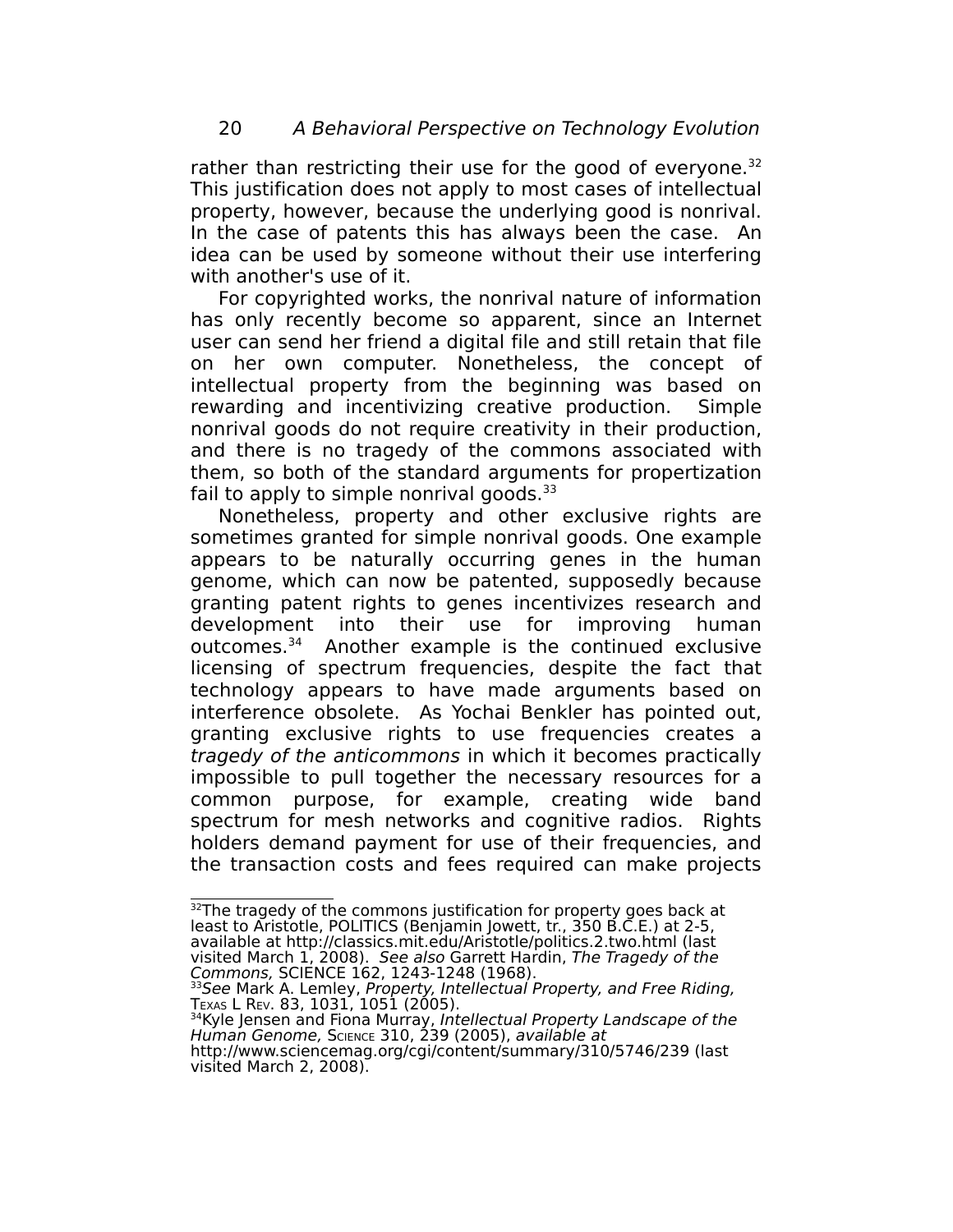rather than restricting their use for the good of everyone.[32] This justification does not apply to most cases of intellectual property, however, because the underlying good is nonrival. In the case of patents this has always been the case. An idea can be used by someone without their use interfering with another's use of it.

For copyrighted works, the nonrival nature of information has only recently become so apparent, since an Internet user can send her friend a digital file and still retain that file on her own computer. Nonetheless, the concept of intellectual property from the beginning was based on rewarding and incentivizing creative production. Simple nonrival goods do not require creativity in their production, and there is no tragedy of the commons associated with them, so both of the standard arguments for propertization fail to apply to simple nonrival goods.[33]

Nonetheless, property and other exclusive rights are sometimes granted for simple nonrival goods. One example appears to be naturally occurring genes in the human genome, which can now be patented, supposedly because granting patent rights to genes incentivizes research and development into their use for improving human outcomes.[34] Another example is the continued exclusive licensing of spectrum frequencies, despite the fact that technology appears to have made arguments based on interference obsolete. As Yochai Benkler has pointed out, granting exclusive rights to use frequencies creates a *tragedy of the anticommons* in which it becomes practically impossible to pull together the necessary resources for a common purpose, for example, creating wide band spectrum for mesh networks and cognitive radios. Rights holders demand payment for use of their frequencies, and the transaction costs and fees required can make projects

---

[32]The tragedy of the commons justification for property goes back at least to Aristotle, POLITICS (Benjamin Jowett, tr., 350 B.C.E.) at 2-5, available at http://classics.mit.edu/Aristotle/politics.2.two.html (last visited March 1, 2008). *See also* Garrett Hardin, *The Tragedy of the Commons,* SCIENCE 162, 1243-1248 (1968).

[33]*See* Mark A. Lemley, *Property, Intellectual Property, and Free Riding,* TEXAS L REV. 83, 1031, 1051 (2005).

[34]Kyle Jensen and Fiona Murray, *Intellectual Property Landscape of the Human Genome,* SCIENCE 310, 239 (2005), *available at* http://www.sciencemag.org/cgi/content/summary/310/5746/239 (last visited March 2, 2008).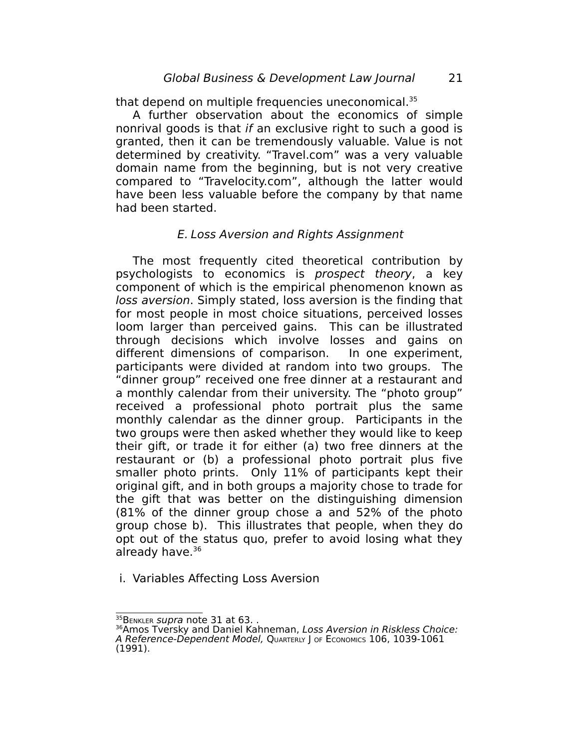that depend on multiple frequencies uneconomical.[35]

A further observation about the economics of simple nonrival goods is that *if* an exclusive right to such a good is granted, then it can be tremendously valuable. Value is not determined by creativity. "Travel.com" was a very valuable domain name from the beginning, but is not very creative compared to "Travelocity.com", although the latter would have been less valuable before the company by that name had been started.

### *E. Loss Aversion and Rights Assignment*

The most frequently cited theoretical contribution by psychologists to economics is *prospect theory*, a key component of which is the empirical phenomenon known as *loss aversion*. Simply stated, loss aversion is the finding that for most people in most choice situations, perceived losses loom larger than perceived gains. This can be illustrated through decisions which involve losses and gains on different dimensions of comparison. In one experiment, participants were divided at random into two groups. The "dinner group" received one free dinner at a restaurant and a monthly calendar from their university. The "photo group" received a professional photo portrait plus the same monthly calendar as the dinner group. Participants in the two groups were then asked whether they would like to keep their gift, or trade it for either (a) two free dinners at the restaurant or (b) a professional photo portrait plus five smaller photo prints. Only 11% of participants kept their original gift, and in both groups a majority chose to trade for the gift that was better on the distinguishing dimension (81% of the dinner group chose a and 52% of the photo group chose b). This illustrates that people, when they do opt out of the status quo, prefer to avoid losing what they already have.[36]

#### i. Variables Affecting Loss Aversion

---

[35] BENKLER *supra* note 31 at 63. .

[36] Amos Tversky and Daniel Kahneman, *Loss Aversion in Riskless Choice: A Reference-Dependent Model,* QUARTERLY J OF ECONOMICS 106, 1039-1061 (1991).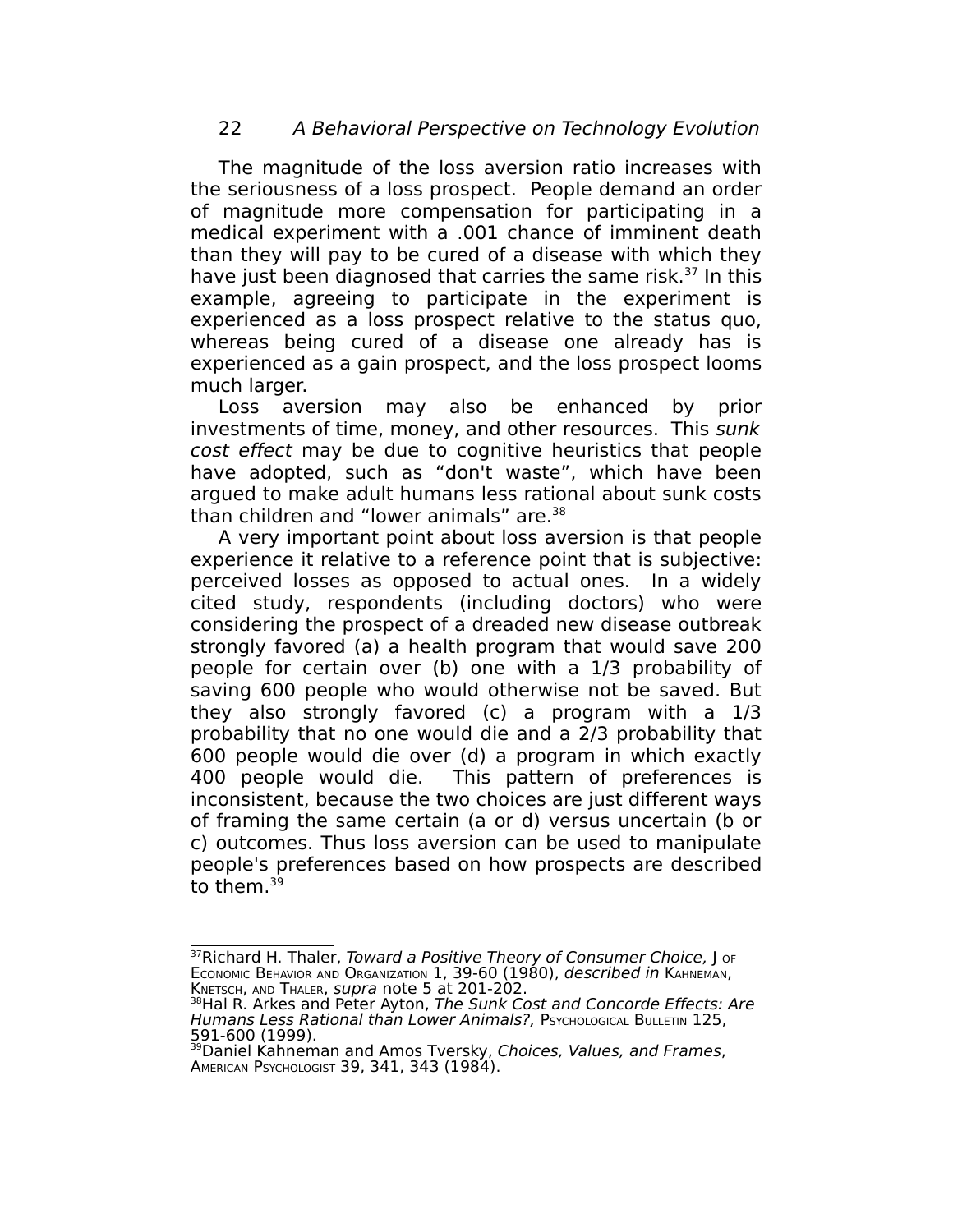The magnitude of the loss aversion ratio increases with the seriousness of a loss prospect. People demand an order of magnitude more compensation for participating in a medical experiment with a .001 chance of imminent death than they will pay to be cured of a disease with which they have just been diagnosed that carries the same risk.[37] In this example, agreeing to participate in the experiment is experienced as a loss prospect relative to the status quo, whereas being cured of a disease one already has is experienced as a gain prospect, and the loss prospect looms much larger.

Loss aversion may also be enhanced by prior investments of time, money, and other resources. This *sunk cost effect* may be due to cognitive heuristics that people have adopted, such as "don't waste", which have been argued to make adult humans less rational about sunk costs than children and "lower animals" are.[38]

A very important point about loss aversion is that people experience it relative to a reference point that is subjective: perceived losses as opposed to actual ones. In a widely cited study, respondents (including doctors) who were considering the prospect of a dreaded new disease outbreak strongly favored (a) a health program that would save 200 people for certain over (b) one with a 1/3 probability of saving 600 people who would otherwise not be saved. But they also strongly favored (c) a program with a 1/3 probability that no one would die and a 2/3 probability that 600 people would die over (d) a program in which exactly 400 people would die. This pattern of preferences is inconsistent, because the two choices are just different ways of framing the same certain (a or d) versus uncertain (b or c) outcomes. Thus loss aversion can be used to manipulate people's preferences based on how prospects are described to them.[39]

---

[37] Richard H. Thaler, *Toward a Positive Theory of Consumer Choice,* J of Economic Behavior and Organization 1, 39-60 (1980), *described in* Kahneman, Knetsch, and Thaler, *supra* note 5 at 201-202.

[38] Hal R. Arkes and Peter Ayton, *The Sunk Cost and Concorde Effects: Are Humans Less Rational than Lower Animals?,* Psychological Bulletin 125, 591-600 (1999).

[39] Daniel Kahneman and Amos Tversky, *Choices, Values, and Frames*, American Psychologist 39, 341, 343 (1984).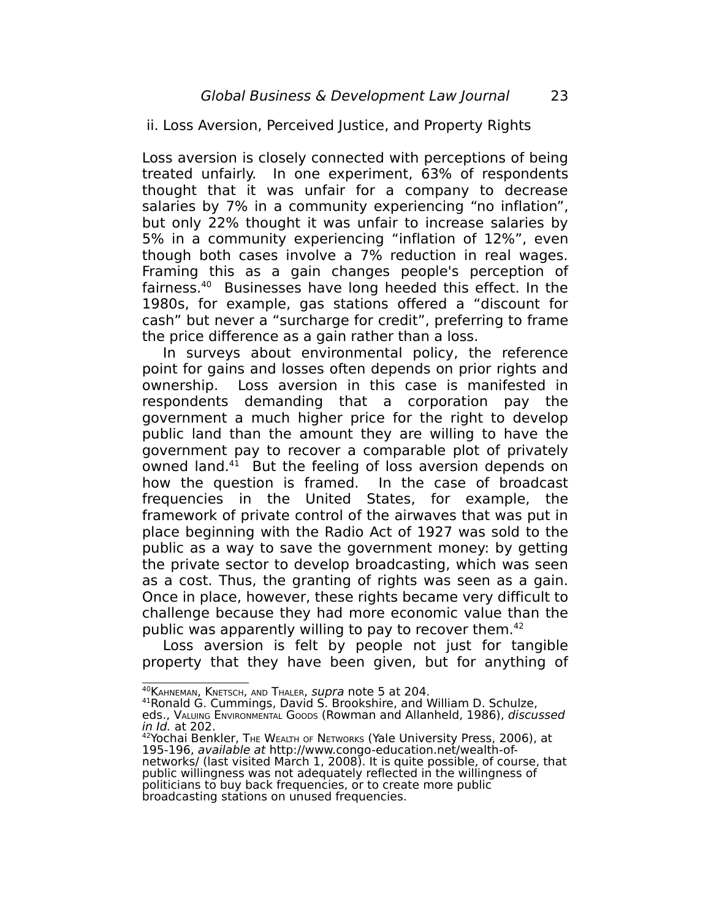### ii. Loss Aversion, Perceived Justice, and Property Rights

Loss aversion is closely connected with perceptions of being treated unfairly. In one experiment, 63% of respondents thought that it was unfair for a company to decrease salaries by 7% in a community experiencing “no inflation”, but only 22% thought it was unfair to increase salaries by 5% in a community experiencing “inflation of 12%”, even though both cases involve a 7% reduction in real wages. Framing this as a gain changes people's perception of fairness.[40] Businesses have long heeded this effect. In the 1980s, for example, gas stations offered a “discount for cash” but never a “surcharge for credit”, preferring to frame the price difference as a gain rather than a loss.

In surveys about environmental policy, the reference point for gains and losses often depends on prior rights and ownership. Loss aversion in this case is manifested in respondents demanding that a corporation pay the government a much higher price for the right to develop public land than the amount they are willing to have the government pay to recover a comparable plot of privately owned land.[41] But the feeling of loss aversion depends on how the question is framed. In the case of broadcast frequencies in the United States, for example, the framework of private control of the airwaves that was put in place beginning with the Radio Act of 1927 was sold to the public as a way to save the government money: by getting the private sector to develop broadcasting, which was seen as a cost. Thus, the granting of rights was seen as a gain. Once in place, however, these rights became very difficult to challenge because they had more economic value than the public was apparently willing to pay to recover them.[42]

Loss aversion is felt by people not just for tangible property that they have been given, but for anything of

---

[40] Kahneman, Knetsch, and Thaler, *supra* note 5 at 204.

[41] Ronald G. Cummings, David S. Brookshire, and William D. Schulze, eds., Valuing Environmental Goods (Rowman and Allanheld, 1986), *discussed in Id.* at 202.

[42] Yochai Benkler, The Wealth of Networks (Yale University Press, 2006), at 195-196, *available at* http://www.congo-education.net/wealth-of-networks/ (last visited March 1, 2008). It is quite possible, of course, that public willingness was not adequately reflected in the willingness of politicians to buy back frequencies, or to create more public broadcasting stations on unused frequencies.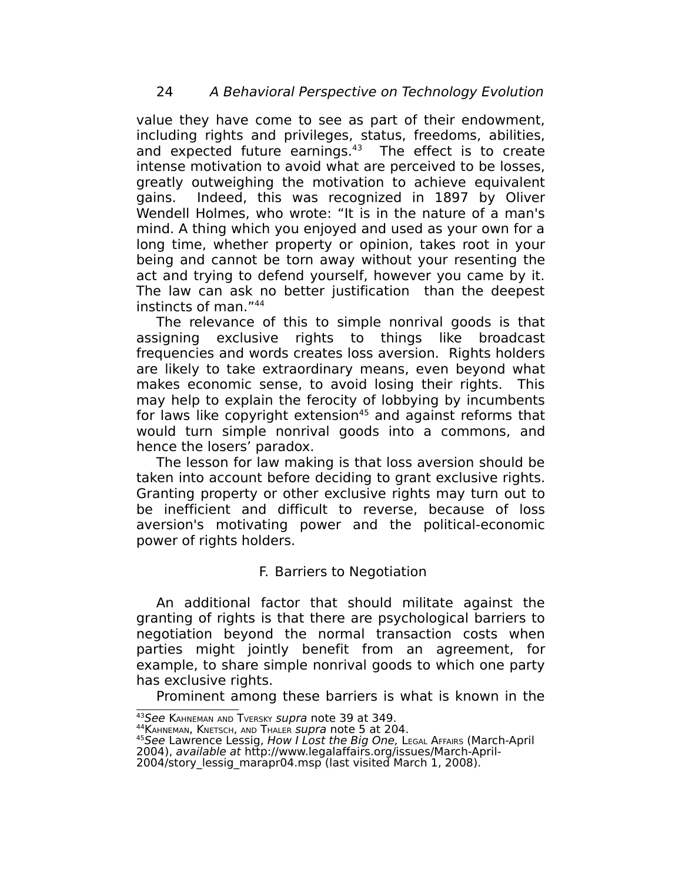value they have come to see as part of their endowment, including rights and privileges, status, freedoms, abilities, and expected future earnings.[43] The effect is to create intense motivation to avoid what are perceived to be losses, greatly outweighing the motivation to achieve equivalent gains. Indeed, this was recognized in 1897 by Oliver Wendell Holmes, who wrote: "It is in the nature of a man's mind. A thing which you enjoyed and used as your own for a long time, whether property or opinion, takes root in your being and cannot be torn away without your resenting the act and trying to defend yourself, however you came by it. The law can ask no better justification than the deepest instincts of man."[44]

The relevance of this to simple nonrival goods is that assigning exclusive rights to things like broadcast frequencies and words creates loss aversion. Rights holders are likely to take extraordinary means, even beyond what makes economic sense, to avoid losing their rights. This may help to explain the ferocity of lobbying by incumbents for laws like copyright extension[45] and against reforms that would turn simple nonrival goods into a commons, and hence the losers' paradox.

The lesson for law making is that loss aversion should be taken into account before deciding to grant exclusive rights. Granting property or other exclusive rights may turn out to be inefficient and difficult to reverse, because of loss aversion's motivating power and the political-economic power of rights holders.

### F. Barriers to Negotiation

An additional factor that should militate against the granting of rights is that there are psychological barriers to negotiation beyond the normal transaction costs when parties might jointly benefit from an agreement, for example, to share simple nonrival goods to which one party has exclusive rights.

Prominent among these barriers is what is known in the

---

[43] *See* Kahneman and Tversky *supra* note 39 at 349.

[44] Kahneman, Knetsch, and Thaler *supra* note 5 at 204.

[45] *See* Lawrence Lessig, *How I Lost the Big One,* Legal Affairs (March-April 2004), *available at* http://www.legalaffairs.org/issues/March-April-2004/story_lessig_marapr04.msp (last visited March 1, 2008).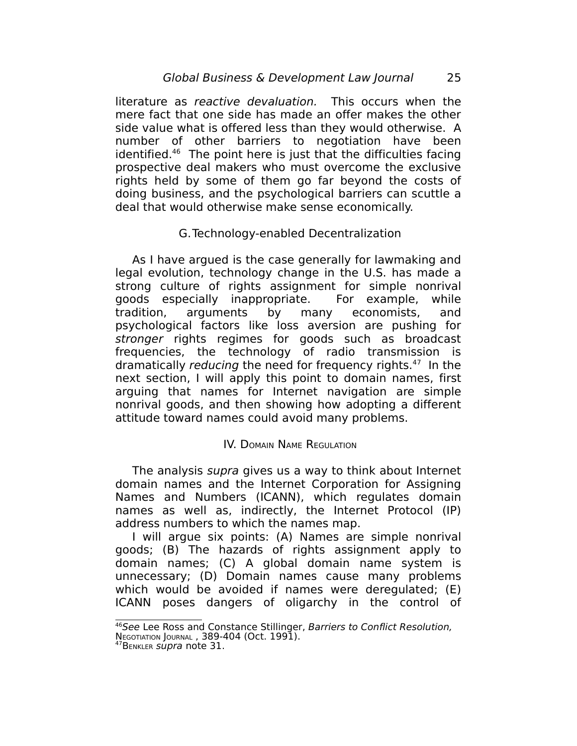literature as *reactive devaluation.* This occurs when the mere fact that one side has made an offer makes the other side value what is offered less than they would otherwise. A number of other barriers to negotiation have been identified.[46] The point here is just that the difficulties facing prospective deal makers who must overcome the exclusive rights held by some of them go far beyond the costs of doing business, and the psychological barriers can scuttle a deal that would otherwise make sense economically.

### G. Technology-enabled Decentralization

As I have argued is the case generally for lawmaking and legal evolution, technology change in the U.S. has made a strong culture of rights assignment for simple nonrival goods especially inappropriate. For example, while tradition, arguments by many economists, and psychological factors like loss aversion are pushing for *stronger* rights regimes for goods such as broadcast frequencies, the technology of radio transmission is dramatically *reducing* the need for frequency rights.[47] In the next section, I will apply this point to domain names, first arguing that names for Internet navigation are simple nonrival goods, and then showing how adopting a different attitude toward names could avoid many problems.

## IV. Domain Name Regulation

The analysis *supra* gives us a way to think about Internet domain names and the Internet Corporation for Assigning Names and Numbers (ICANN), which regulates domain names as well as, indirectly, the Internet Protocol (IP) address numbers to which the names map.

I will argue six points: (A) Names are simple nonrival goods; (B) The hazards of rights assignment apply to domain names; (C) A global domain name system is unnecessary; (D) Domain names cause many problems which would be avoided if names were deregulated; (E) ICANN poses dangers of oligarchy in the control of

---

[46] *See* Lee Ross and Constance Stillinger, *Barriers to Conflict Resolution,* Negotiation Journal , 389-404 (Oct. 1991).

[47] Benkler *supra* note 31.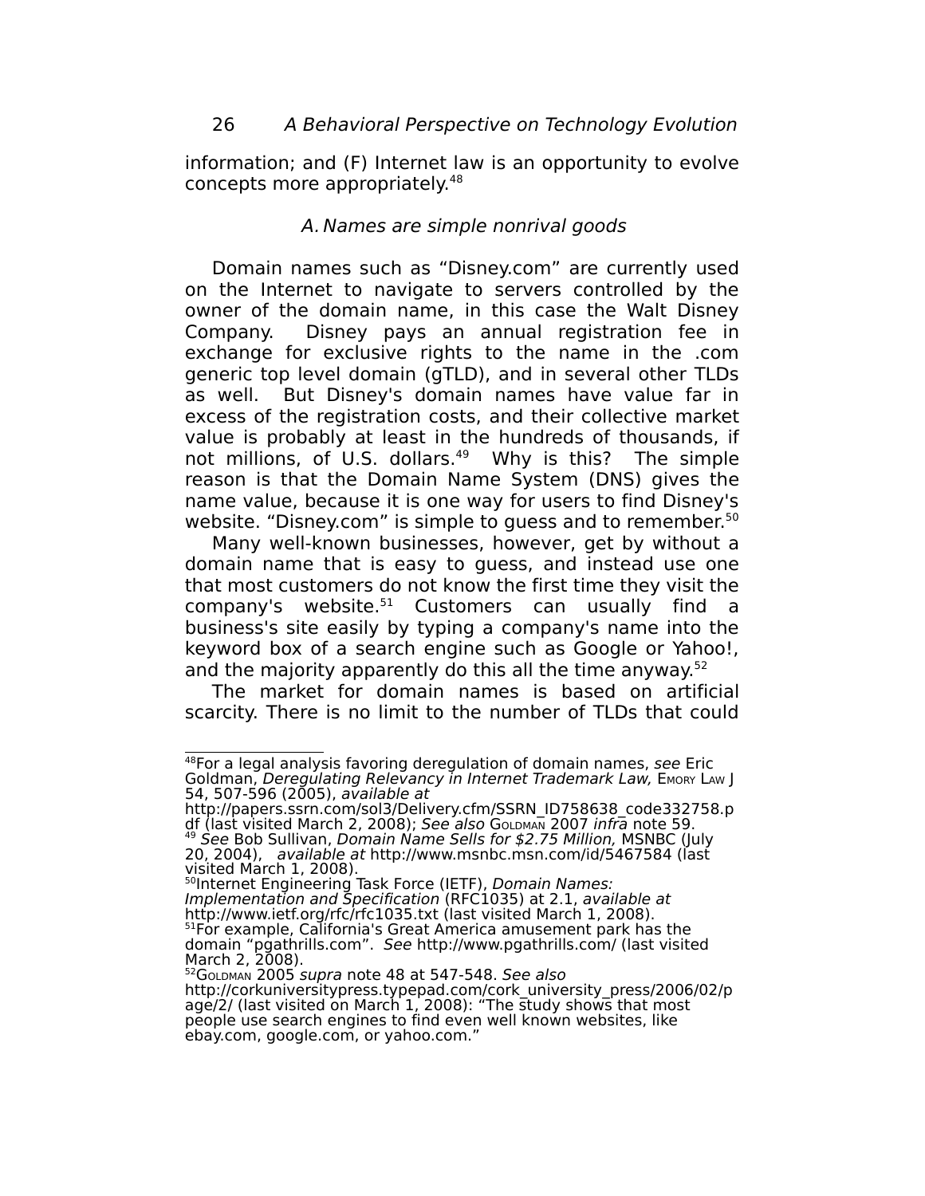information; and (F) Internet law is an opportunity to evolve concepts more appropriately.[48]

### *A. Names are simple nonrival goods*

Domain names such as “Disney.com” are currently used on the Internet to navigate to servers controlled by the owner of the domain name, in this case the Walt Disney Company. Disney pays an annual registration fee in exchange for exclusive rights to the name in the .com generic top level domain (gTLD), and in several other TLDs as well. But Disney's domain names have value far in excess of the registration costs, and their collective market value is probably at least in the hundreds of thousands, if not millions, of U.S. dollars.[49] Why is this? The simple reason is that the Domain Name System (DNS) gives the name value, because it is one way for users to find Disney's website. “Disney.com” is simple to guess and to remember.[50]

Many well-known businesses, however, get by without a domain name that is easy to guess, and instead use one that most customers do not know the first time they visit the company's website.[51] Customers can usually find a business's site easily by typing a company's name into the keyword box of a search engine such as Google or Yahoo!, and the majority apparently do this all the time anyway.[52]

The market for domain names is based on artificial scarcity. There is no limit to the number of TLDs that could

---

[48]For a legal analysis favoring deregulation of domain names, *see* Eric Goldman, *Deregulating Relevancy in Internet Trademark Law,* Emory Law J 54, 507-596 (2005), *available at* http://papers.ssrn.com/sol3/Delivery.cfm/SSRN_ID758638_code332758.pdf (last visited March 2, 2008); *See also* Goldman 2007 *infra* note 59.

[49] *See* Bob Sullivan, *Domain Name Sells for $2.75 Million,* MSNBC (July 20, 2004), *available at* http://www.msnbc.msn.com/id/5467584 (last visited March 1, 2008).

[50]Internet Engineering Task Force (IETF), *Domain Names: Implementation and Specification* (RFC1035) at 2.1, *available at* http://www.ietf.org/rfc/rfc1035.txt (last visited March 1, 2008).

[51]For example, California's Great America amusement park has the domain “pgathrills.com”. *See* http://www.pgathrills.com/ (last visited March 2, 2008).

[52]Goldman 2005 *supra* note 48 at 547-548. *See also* http://corkuniversitypress.typepad.com/cork_university_press/2006/02/page/2/ (last visited on March 1, 2008): “The study shows that most people use search engines to find even well known websites, like ebay.com, google.com, or yahoo.com.”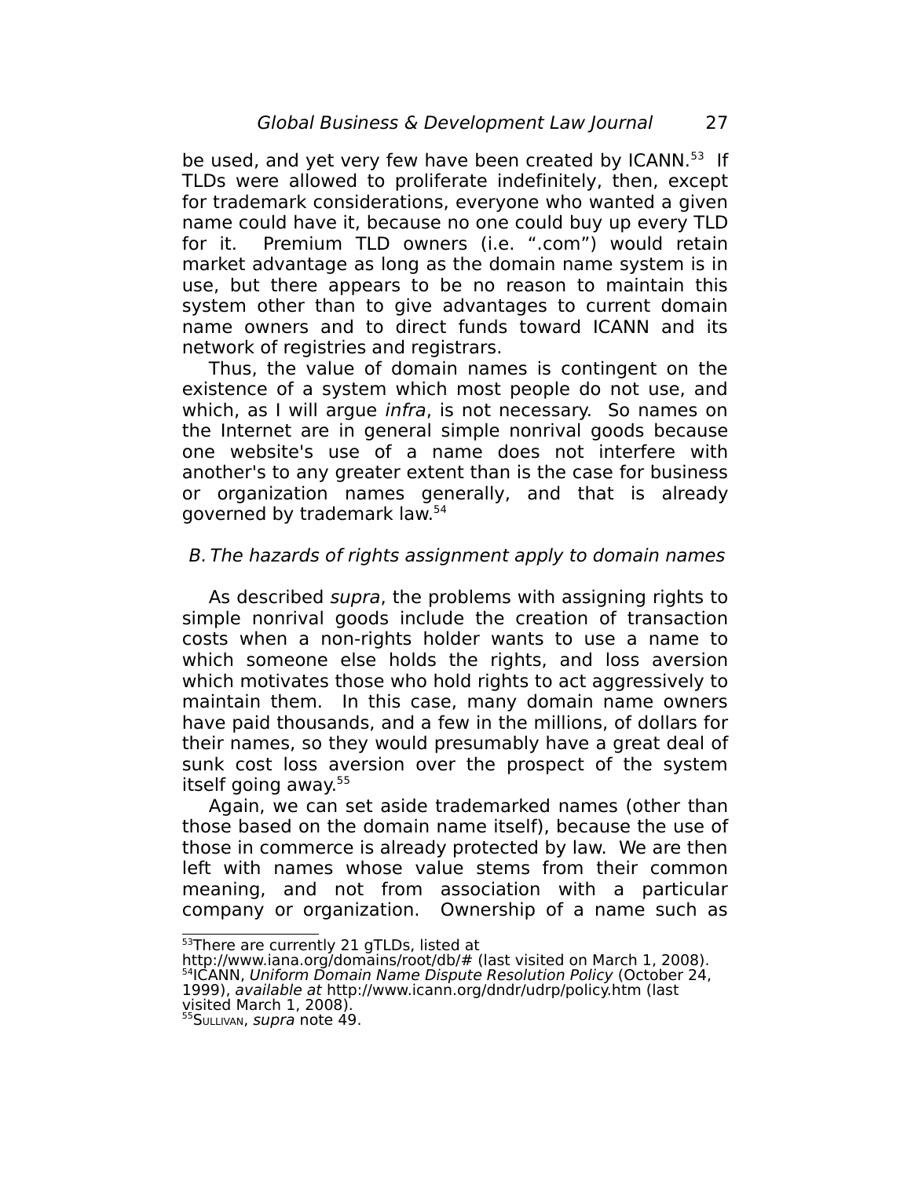be used, and yet very few have been created by ICANN.[53] If TLDs were allowed to proliferate indefinitely, then, except for trademark considerations, everyone who wanted a given name could have it, because no one could buy up every TLD for it. Premium TLD owners (i.e. ".com") would retain market advantage as long as the domain name system is in use, but there appears to be no reason to maintain this system other than to give advantages to current domain name owners and to direct funds toward ICANN and its network of registries and registrars.

Thus, the value of domain names is contingent on the existence of a system which most people do not use, and which, as I will argue *infra*, is not necessary. So names on the Internet are in general simple nonrival goods because one website's use of a name does not interfere with another's to any greater extent than is the case for business or organization names generally, and that is already governed by trademark law.[54]

### *B. The hazards of rights assignment apply to domain names*

As described *supra*, the problems with assigning rights to simple nonrival goods include the creation of transaction costs when a non-rights holder wants to use a name to which someone else holds the rights, and loss aversion which motivates those who hold rights to act aggressively to maintain them. In this case, many domain name owners have paid thousands, and a few in the millions, of dollars for their names, so they would presumably have a great deal of sunk cost loss aversion over the prospect of the system itself going away.[55]

Again, we can set aside trademarked names (other than those based on the domain name itself), because the use of those in commerce is already protected by law. We are then left with names whose value stems from their common meaning, and not from association with a particular company or organization. Ownership of a name such as

---

[53]There are currently 21 gTLDs, listed at http://www.iana.org/domains/root/db/# (last visited on March 1, 2008).

[54]ICANN, *Uniform Domain Name Dispute Resolution Policy* (October 24, 1999), *available at* http://www.icann.org/dndr/udrp/policy.htm (last visited March 1, 2008).

[55]SULLIVAN, *supra* note 49.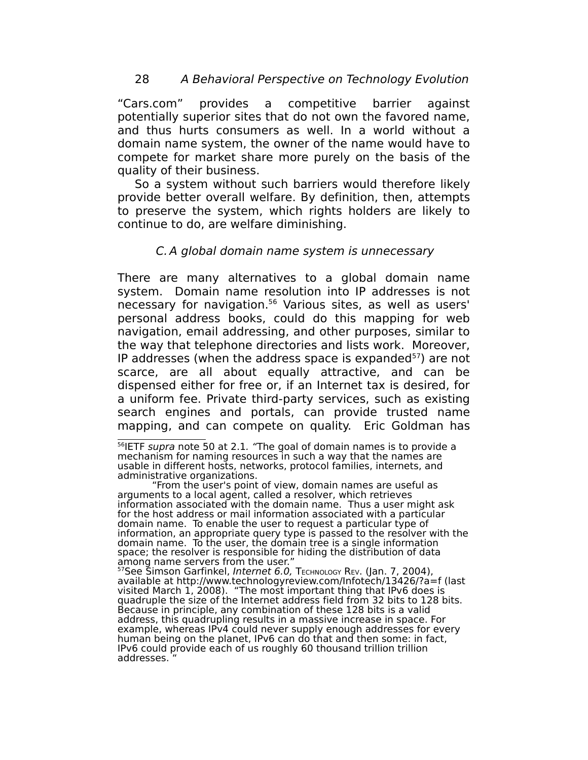"Cars.com" provides a competitive barrier against potentially superior sites that do not own the favored name, and thus hurts consumers as well. In a world without a domain name system, the owner of the name would have to compete for market share more purely on the basis of the quality of their business.

So a system without such barriers would therefore likely provide better overall welfare. By definition, then, attempts to preserve the system, which rights holders are likely to continue to do, are welfare diminishing.

### *C. A global domain name system is unnecessary*

There are many alternatives to a global domain name system. Domain name resolution into IP addresses is not necessary for navigation.[56] Various sites, as well as users' personal address books, could do this mapping for web navigation, email addressing, and other purposes, similar to the way that telephone directories and lists work. Moreover, IP addresses (when the address space is expanded[57]) are not scarce, are all about equally attractive, and can be dispensed either for free or, if an Internet tax is desired, for a uniform fee. Private third-party services, such as existing search engines and portals, can provide trusted name mapping, and can compete on quality. Eric Goldman has

---

[56]IETF *supra* note 50 at 2.1. "The goal of domain names is to provide a mechanism for naming resources in such a way that the names are usable in different hosts, networks, protocol families, internets, and administrative organizations.

"From the user's point of view, domain names are useful as arguments to a local agent, called a resolver, which retrieves information associated with the domain name. Thus a user might ask for the host address or mail information associated with a particular domain name. To enable the user to request a particular type of information, an appropriate query type is passed to the resolver with the domain name. To the user, the domain tree is a single information space; the resolver is responsible for hiding the distribution of data among name servers from the user."

[57]See Simson Garfinkel, *Internet 6.0,* TECHNOLOGY REV. (Jan. 7, 2004), available at http://www.technologyreview.com/Infotech/13426/?a=f (last visited March 1, 2008). "The most important thing that IPv6 does is quadruple the size of the Internet address field from 32 bits to 128 bits. Because in principle, any combination of these 128 bits is a valid address, this quadrupling results in a massive increase in space. For example, whereas IPv4 could never supply enough addresses for every human being on the planet, IPv6 can do that and then some: in fact, IPv6 could provide each of us roughly 60 thousand trillion trillion addresses. "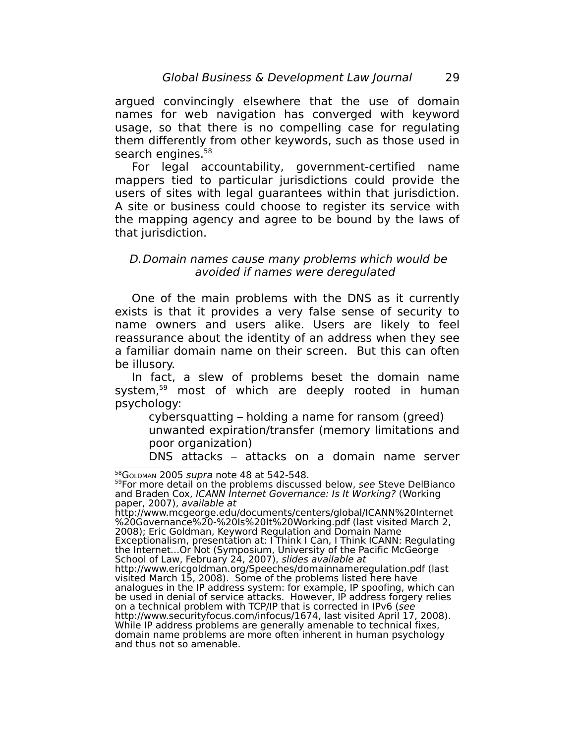argued convincingly elsewhere that the use of domain names for web navigation has converged with keyword usage, so that there is no compelling case for regulating them differently from other keywords, such as those used in search engines.[58]

For legal accountability, government-certified name mappers tied to particular jurisdictions could provide the users of sites with legal guarantees within that jurisdiction. A site or business could choose to register its service with the mapping agency and agree to be bound by the laws of that jurisdiction.

### *D. Domain names cause many problems which would be avoided if names were deregulated*

One of the main problems with the DNS as it currently exists is that it provides a very false sense of security to name owners and users alike. Users are likely to feel reassurance about the identity of an address when they see a familiar domain name on their screen. But this can often be illusory.

In fact, a slew of problems beset the domain name system,[59] most of which are deeply rooted in human psychology:

cybersquatting – holding a name for ransom (greed)

unwanted expiration/transfer (memory limitations and poor organization)

DNS attacks – attacks on a domain name server

---

[58] GOLDMAN 2005 *supra* note 48 at 542-548.

[59] For more detail on the problems discussed below, *see* Steve DelBianco and Braden Cox, *ICANN Internet Governance: Is It Working?* (Working paper, 2007), *available at* http://www.mcgeorge.edu/documents/centers/global/ICANN%20Internet%20Governance%20-%20Is%20It%20Working.pdf (last visited March 2, 2008); Eric Goldman, Keyword Regulation and Domain Name Exceptionalism, presentation at: I Think I Can, I Think ICANN: Regulating the Internet…Or Not (Symposium, University of the Pacific McGeorge School of Law, February 24, 2007), *slides available at* http://www.ericgoldman.org/Speeches/domainnameregulation.pdf (last visited March 15, 2008). Some of the problems listed here have analogues in the IP address system: for example, IP spoofing, which can be used in denial of service attacks. However, IP address forgery relies on a technical problem with TCP/IP that is corrected in IPv6 (*see* http://www.securityfocus.com/infocus/1674, last visited April 17, 2008). While IP address problems are generally amenable to technical fixes, domain name problems are more often inherent in human psychology and thus not so amenable.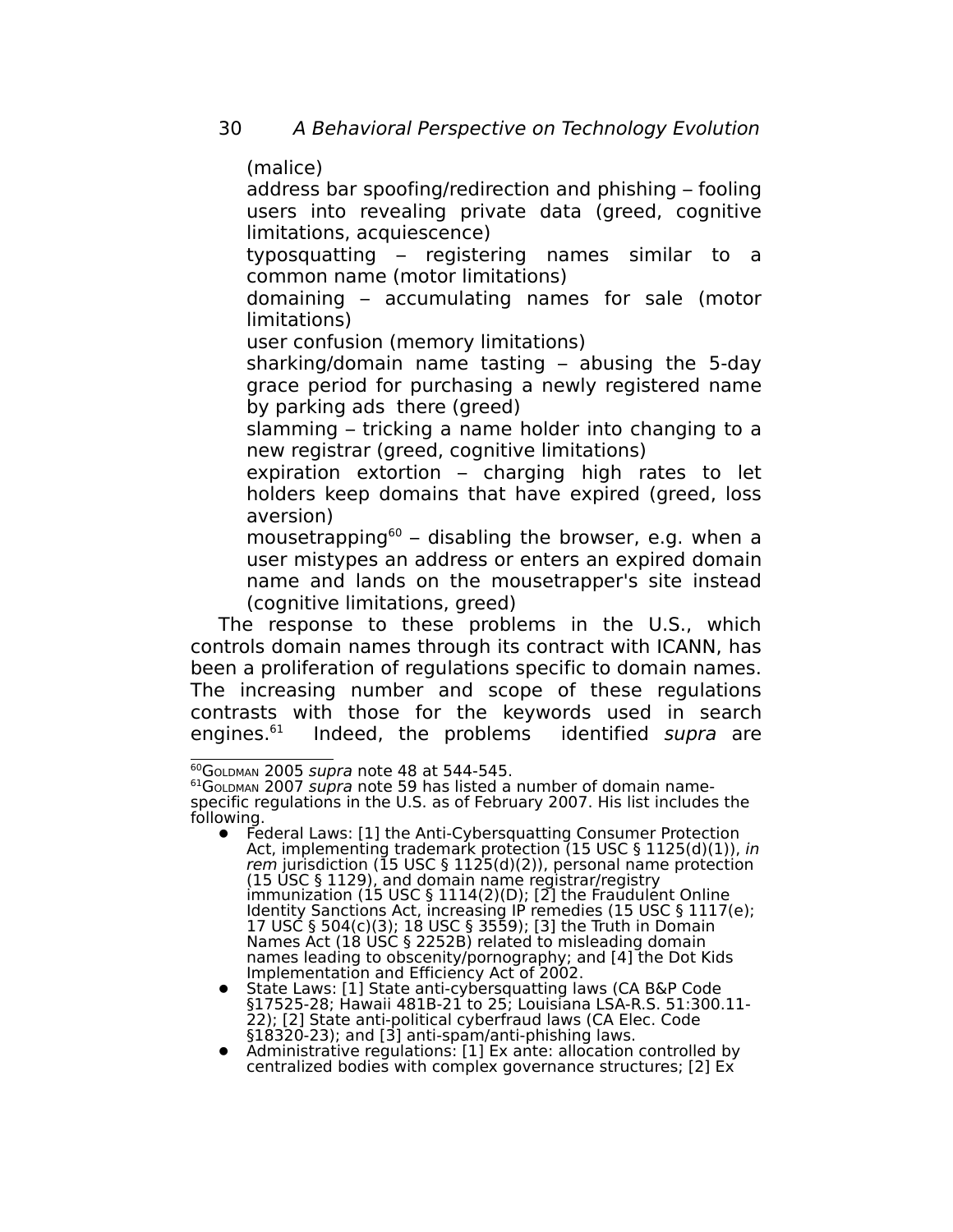(malice)

address bar spoofing/redirection and phishing – fooling users into revealing private data (greed, cognitive limitations, acquiescence)

typosquatting – registering names similar to a common name (motor limitations)

domaining – accumulating names for sale (motor limitations)

user confusion (memory limitations)

sharking/domain name tasting – abusing the 5-day grace period for purchasing a newly registered name by parking ads there (greed)

slamming – tricking a name holder into changing to a new registrar (greed, cognitive limitations)

expiration extortion – charging high rates to let holders keep domains that have expired (greed, loss aversion)

mousetrapping[60] – disabling the browser, e.g. when a user mistypes an address or enters an expired domain name and lands on the mousetrapper's site instead (cognitive limitations, greed)

The response to these problems in the U.S., which controls domain names through its contract with ICANN, has been a proliferation of regulations specific to domain names. The increasing number and scope of these regulations contrasts with those for the keywords used in search engines.[61] Indeed, the problems identified *supra* are

---

[60] GOLDMAN 2005 *supra* note 48 at 544-545.

[61] GOLDMAN 2007 *supra* note 59 has listed a number of domain name-specific regulations in the U.S. as of February 2007. His list includes the following.

- Federal Laws: [1] the Anti-Cybersquatting Consumer Protection Act, implementing trademark protection (15 USC § 1125(d)(1)), *in rem* jurisdiction (15 USC § 1125(d)(2)), personal name protection (15 USC § 1129), and domain name registrar/registry immunization (15 USC § 1114(2)(D); [2] the Fraudulent Online Identity Sanctions Act, increasing IP remedies (15 USC § 1117(e); 17 USC § 504(c)(3); 18 USC § 3559); [3] the Truth in Domain Names Act (18 USC § 2252B) related to misleading domain names leading to obscenity/pornography; and [4] the Dot Kids Implementation and Efficiency Act of 2002.
- State Laws: [1] State anti-cybersquatting laws (CA B&P Code §17525-28; Hawaii 481B-21 to 25; Louisiana LSA-R.S. 51:300.11-22); [2] State anti-political cyberfraud laws (CA Elec. Code §18320-23); and [3] anti-spam/anti-phishing laws.
- Administrative regulations: [1] Ex ante: allocation controlled by centralized bodies with complex governance structures; [2] Ex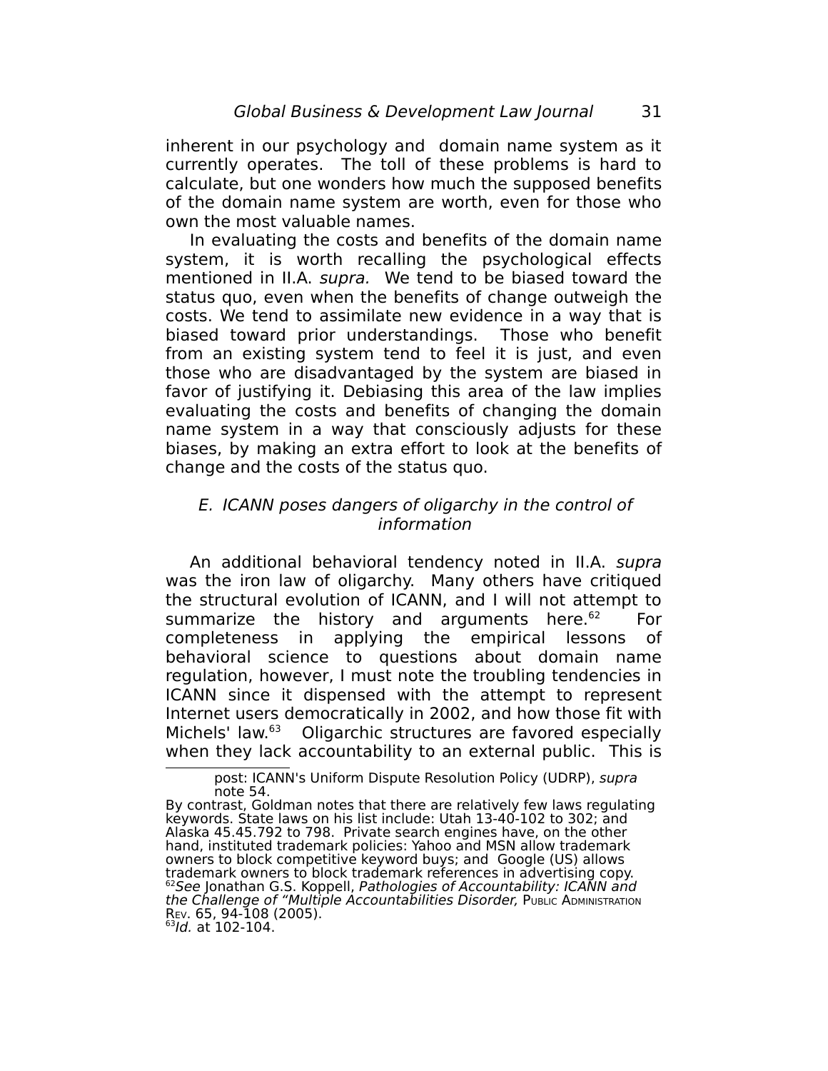inherent in our psychology and domain name system as it currently operates. The toll of these problems is hard to calculate, but one wonders how much the supposed benefits of the domain name system are worth, even for those who own the most valuable names.

In evaluating the costs and benefits of the domain name system, it is worth recalling the psychological effects mentioned in II.A. *supra.* We tend to be biased toward the status quo, even when the benefits of change outweigh the costs. We tend to assimilate new evidence in a way that is biased toward prior understandings. Those who benefit from an existing system tend to feel it is just, and even those who are disadvantaged by the system are biased in favor of justifying it. Debiasing this area of the law implies evaluating the costs and benefits of changing the domain name system in a way that consciously adjusts for these biases, by making an extra effort to look at the benefits of change and the costs of the status quo.

### *E. ICANN poses dangers of oligarchy in the control of information*

An additional behavioral tendency noted in II.A. *supra* was the iron law of oligarchy. Many others have critiqued the structural evolution of ICANN, and I will not attempt to summarize the history and arguments here.[62] For completeness in applying the empirical lessons of behavioral science to questions about domain name regulation, however, I must note the troubling tendencies in ICANN since it dispensed with the attempt to represent Internet users democratically in 2002, and how those fit with Michels' law.[63] Oligarchic structures are favored especially when they lack accountability to an external public. This is

---

post: ICANN's Uniform Dispute Resolution Policy (UDRP), *supra* note 54.

By contrast, Goldman notes that there are relatively few laws regulating keywords. State laws on his list include: Utah 13-40-102 to 302; and Alaska 45.45.792 to 798. Private search engines have, on the other hand, instituted trademark policies: Yahoo and MSN allow trademark owners to block competitive keyword buys; and Google (US) allows trademark owners to block trademark references in advertising copy.

[62] *See* Jonathan G.S. Koppell, *Pathologies of Accountability: ICANN and the Challenge of "Multiple Accountabilities Disorder,"* PUBLIC ADMINISTRATION REV. 65, 94-108 (2005).

[63] *Id.* at 102-104.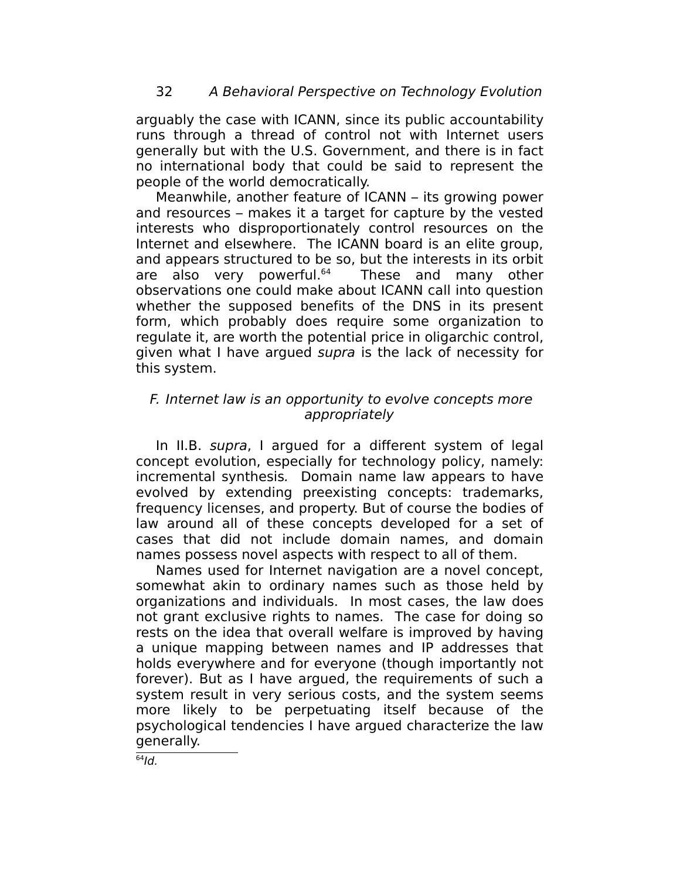arguably the case with ICANN, since its public accountability runs through a thread of control not with Internet users generally but with the U.S. Government, and there is in fact no international body that could be said to represent the people of the world democratically.

Meanwhile, another feature of ICANN – its growing power and resources – makes it a target for capture by the vested interests who disproportionately control resources on the Internet and elsewhere. The ICANN board is an elite group, and appears structured to be so, but the interests in its orbit are also very powerful.[64] These and many other observations one could make about ICANN call into question whether the supposed benefits of the DNS in its present form, which probably does require some organization to regulate it, are worth the potential price in oligarchic control, given what I have argued *supra* is the lack of necessity for this system.

### *F. Internet law is an opportunity to evolve concepts more appropriately*

In II.B. *supra*, I argued for a different system of legal concept evolution, especially for technology policy, namely: incremental synthesis. Domain name law appears to have evolved by extending preexisting concepts: trademarks, frequency licenses, and property. But of course the bodies of law around all of these concepts developed for a set of cases that did not include domain names, and domain names possess novel aspects with respect to all of them.

Names used for Internet navigation are a novel concept, somewhat akin to ordinary names such as those held by organizations and individuals. In most cases, the law does not grant exclusive rights to names. The case for doing so rests on the idea that overall welfare is improved by having a unique mapping between names and IP addresses that holds everywhere and for everyone (though importantly not forever). But as I have argued, the requirements of such a system result in very serious costs, and the system seems more likely to be perpetuating itself because of the psychological tendencies I have argued characterize the law generally.

---

[64] *Id.*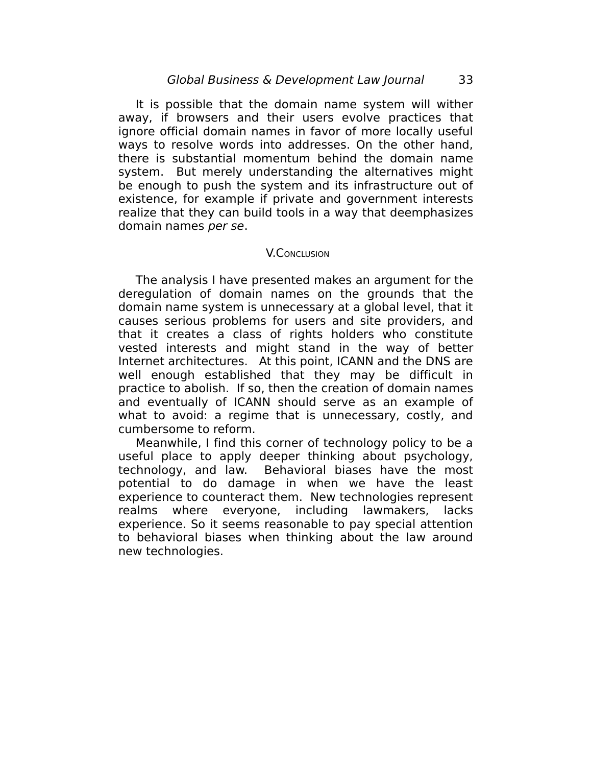It is possible that the domain name system will wither away, if browsers and their users evolve practices that ignore official domain names in favor of more locally useful ways to resolve words into addresses. On the other hand, there is substantial momentum behind the domain name system. But merely understanding the alternatives might be enough to push the system and its infrastructure out of existence, for example if private and government interests realize that they can build tools in a way that deemphasizes domain names *per se*.

## V. Conclusion

The analysis I have presented makes an argument for the deregulation of domain names on the grounds that the domain name system is unnecessary at a global level, that it causes serious problems for users and site providers, and that it creates a class of rights holders who constitute vested interests and might stand in the way of better Internet architectures. At this point, ICANN and the DNS are well enough established that they may be difficult in practice to abolish. If so, then the creation of domain names and eventually of ICANN should serve as an example of what to avoid: a regime that is unnecessary, costly, and cumbersome to reform.

Meanwhile, I find this corner of technology policy to be a useful place to apply deeper thinking about psychology, technology, and law. Behavioral biases have the most potential to do damage in when we have the least experience to counteract them. New technologies represent realms where everyone, including lawmakers, lacks experience. So it seems reasonable to pay special attention to behavioral biases when thinking about the law around new technologies.